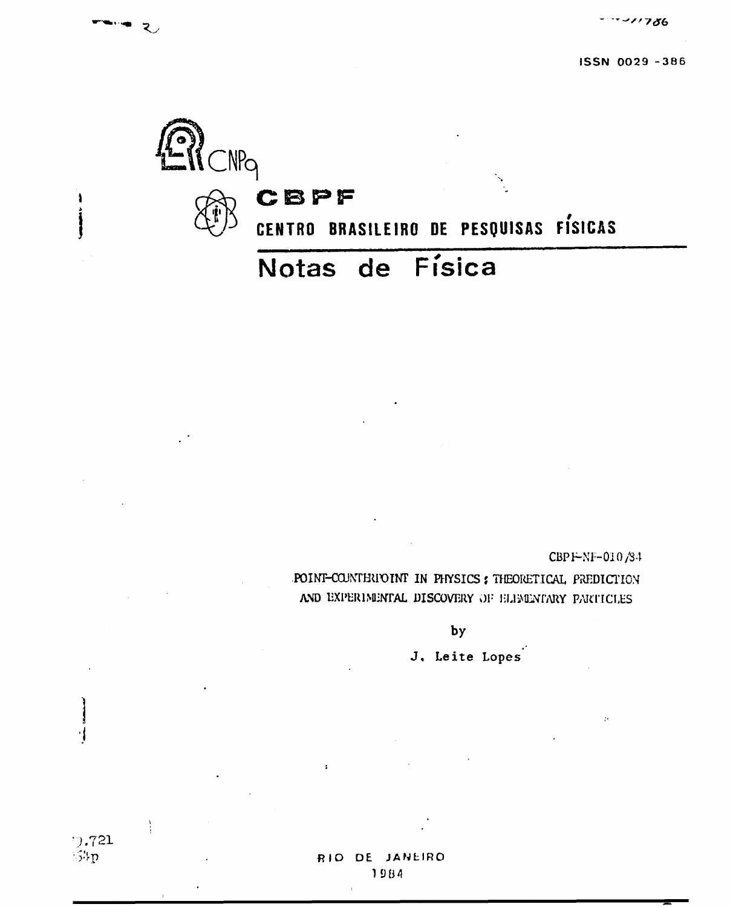ISSN 0029 -386

CNPq

# CBPF

## CENTRO BRASILEIRO DE PESQUISAS FÍSICAS

# Notas de Física

CBPF-NF-010/84

**POINT-COUNTERPOINT IN PHYSICS: THEORETICAL PREDICTION AND EXPERIMENTAL DISCOVERY OF ELEMENTARY PARTICLES**

by

J. Leite Lopes

RIO DE JANEIRO
1984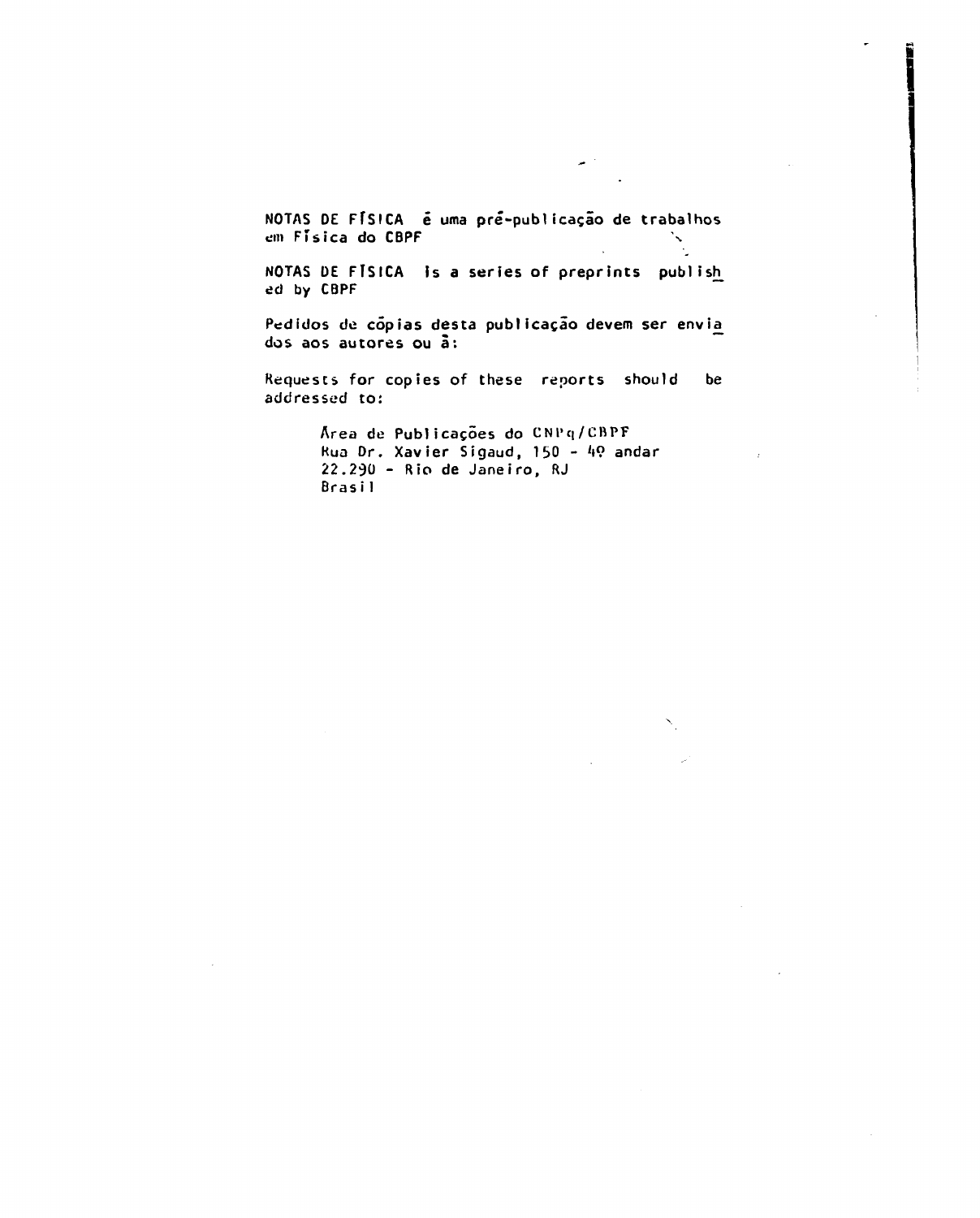NOTAS DE FÍSICA é uma pré-publicação de trabalhos em Física do CBPF

NOTAS DE FÍSICA is a series of preprints published by CBPF

Pedidos de cópias desta publicação devem ser enviados aos autores ou à:

Requests for copies of these reports should be addressed to:

Área de Publicações do CNPq/CBPF  
Rua Dr. Xavier Sigaud, 150 - 4º andar  
22.290 - Rio de Janeiro, RJ  
Brasil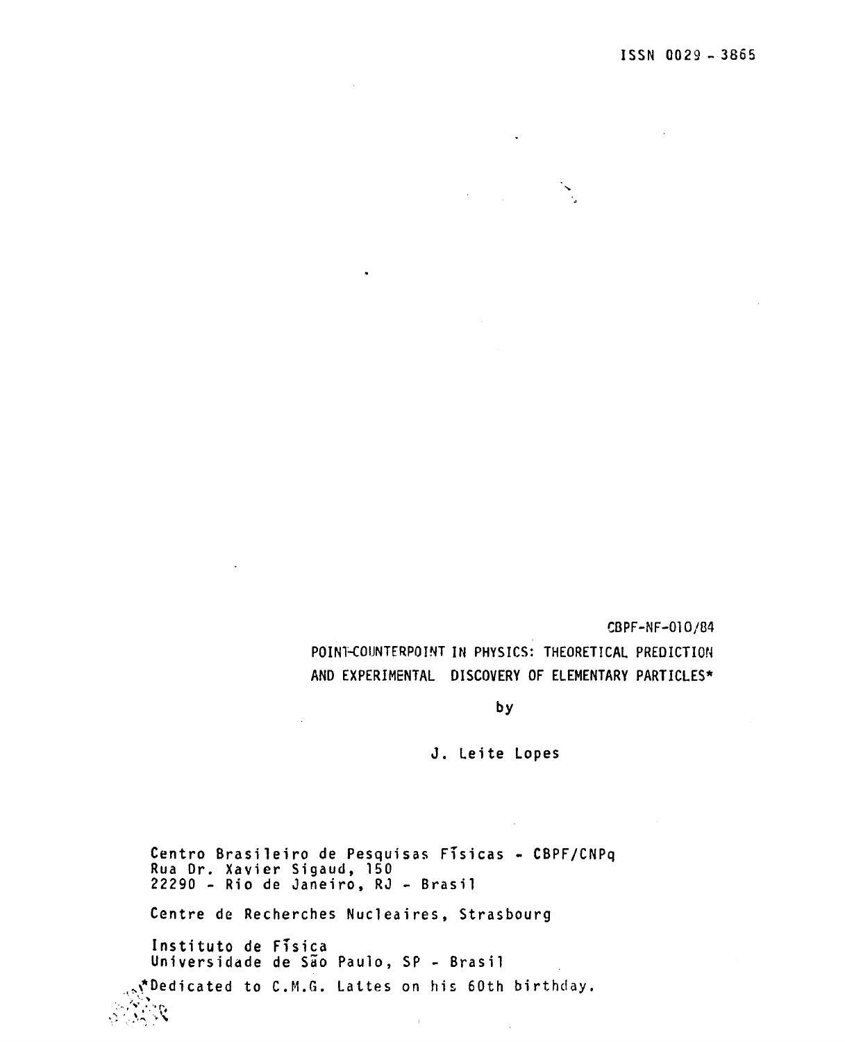ISSN 0029 - 3865

CBPF-NF-010/84

POINT-COUNTERPOINT IN PHYSICS: THEORETICAL PREDICTION AND EXPERIMENTAL DISCOVERY OF ELEMENTARY PARTICLES*

by

J. Leite Lopes

Centro Brasileiro de Pesquisas Físicas - CBPF/CNPq
Rua Dr. Xavier Sigaud, 150
22290 - Rio de Janeiro, RJ - Brasil

Centre de Recherches Nucleaires, Strasbourg

Instituto de Física
Universidade de São Paulo, SP - Brasil

*Dedicated to C.M.G. Lattes on his 60th birthday.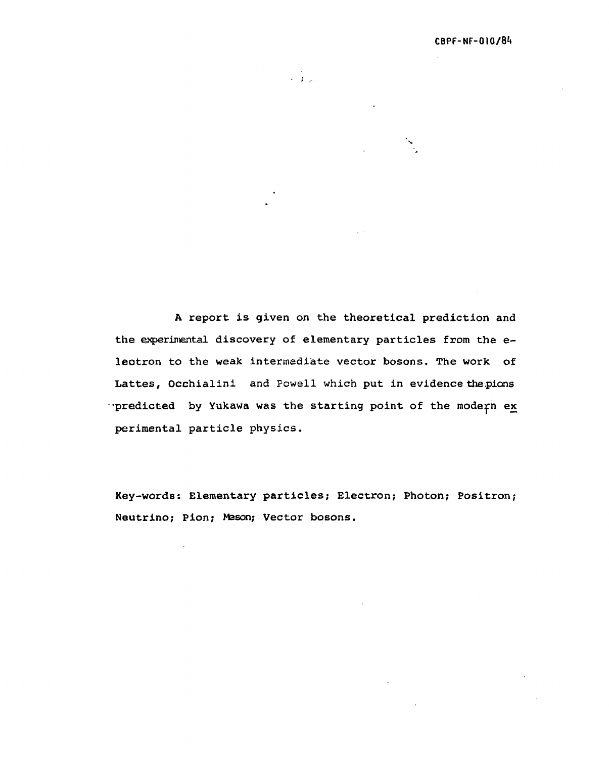A report is given on the theoretical prediction and the experimental discovery of elementary particles from the electron to the weak intermediate vector bosons. The work of Lattes, Occhialini and Powell which put in evidence the pions predicted by Yukawa was the starting point of the modern experimental particle physics.

Key-words: Elementary particles; Electron; Photon; Positron; Neutrino; Pion; Meson; Vector bosons.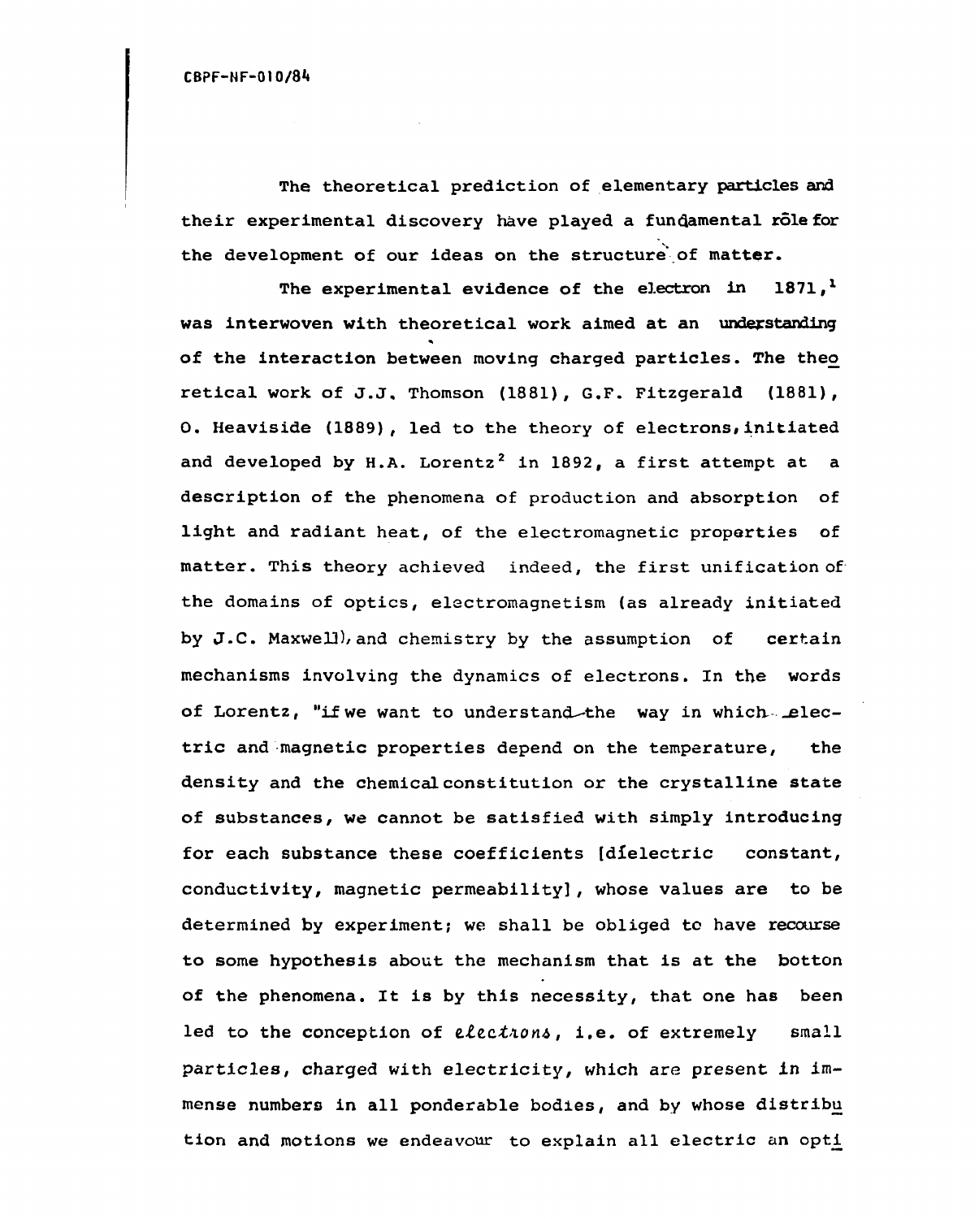The theoretical prediction of elementary particles and their experimental discovery have played a fundamental rôle for the development of our ideas on the structure of matter.

The experimental evidence of the electron in 1871,[1] was interwoven with theoretical work aimed at an understanding of the interaction between moving charged particles. The theoretical work of J.J. Thomson (1881), G.F. Fitzgerald (1881), O. Heaviside (1889), led to the theory of electrons, initiated and developed by H.A. Lorentz[2] in 1892, a first attempt at a description of the phenomena of production and absorption of light and radiant heat, of the electromagnetic properties of matter. This theory achieved indeed, the first unification of the domains of optics, electromagnetism (as already initiated by J.C. Maxwell), and chemistry by the assumption of certain mechanisms involving the dynamics of electrons. In the words of Lorentz, "if we want to understand the way in which electric and magnetic properties depend on the temperature, the density and the chemical constitution or the crystalline state of substances, we cannot be satisfied with simply introducing for each substance these coefficients [dielectric constant, conductivity, magnetic permeability], whose values are to be determined by experiment; we shall be obliged to have recourse to some hypothesis about the mechanism that is at the botton of the phenomena. It is by this necessity, that one has been led to the conception of *electrons*, i.e. of extremely small particles, charged with electricity, which are present in immense numbers in all ponderable bodies, and by whose distribution and motions we endeavour to explain all electric an opti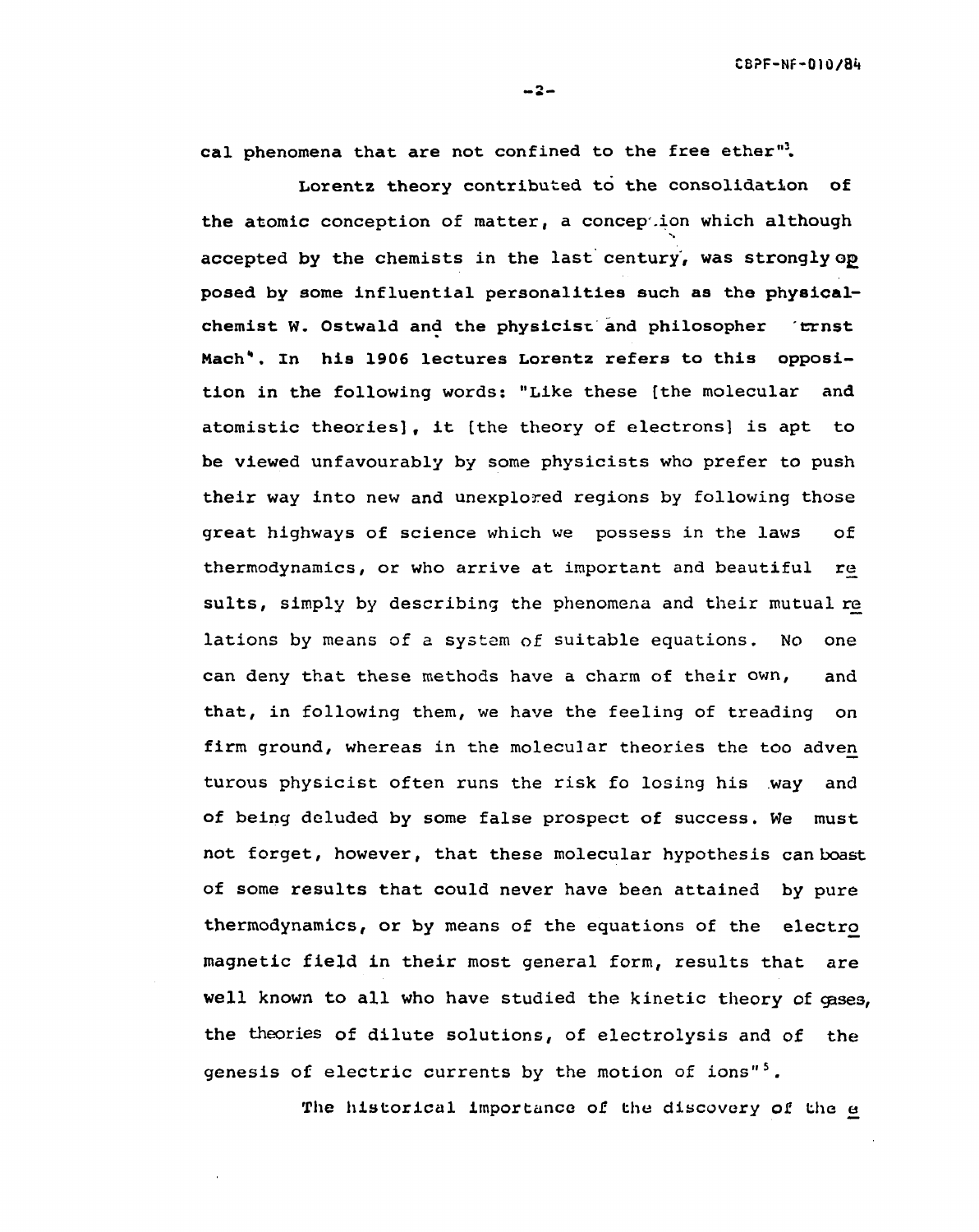cal phenomena that are not confined to the free ether"[3].

Lorentz theory contributed to the consolidation of the atomic conception of matter, a conception which although accepted by the chemists in the last century, was strongly opposed by some influential personalities such as the physical-chemist W. Ostwald and the physicist and philosopher Ernst Mach[4]. In his 1906 lectures Lorentz refers to this opposition in the following words: "Like these [the molecular and atomistic theories], it [the theory of electrons] is apt to be viewed unfavourably by some physicists who prefer to push their way into new and unexplored regions by following those great highways of science which we possess in the laws of thermodynamics, or who arrive at important and beautiful results, simply by describing the phenomena and their mutual relations by means of a system of suitable equations. No one can deny that these methods have a charm of their own, and that, in following them, we have the feeling of treading on firm ground, whereas in the molecular theories the too adventurous physicist often runs the risk fo losing his way and of being deluded by some false prospect of success. We must not forget, however, that these molecular hypothesis can boast of some results that could never have been attained by pure thermodynamics, or by means of the equations of the electromagnetic field in their most general form, results that are well known to all who have studied the kinetic theory of gases, the theories of dilute solutions, of electrolysis and of the genesis of electric currents by the motion of ions"[5].

The historical importance of the discovery of the e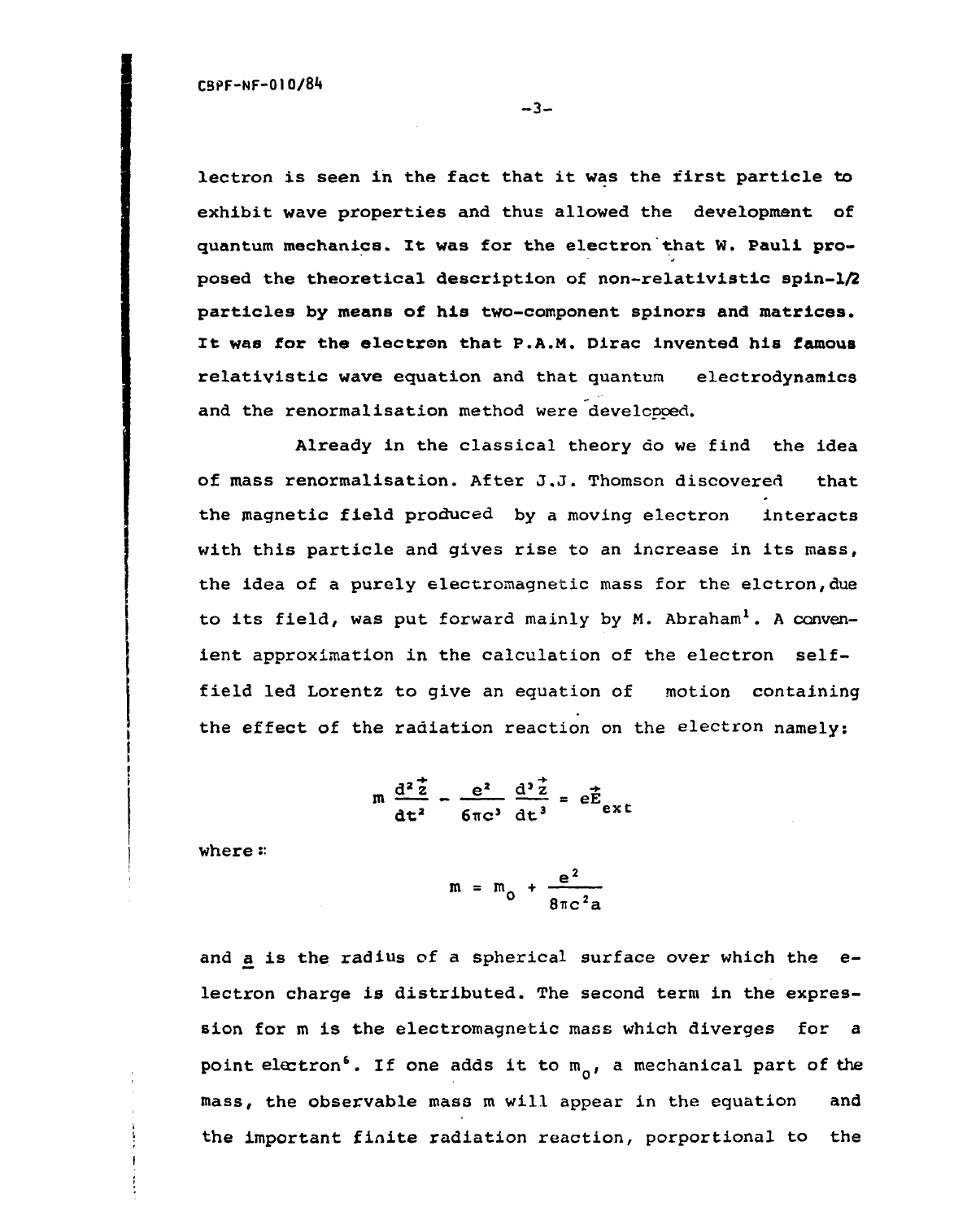lectron is seen in the fact that it was the first particle to exhibit wave properties and thus allowed the development of quantum mechanics. It was for the electron that W. Pauli proposed the theoretical description of non-relativistic spin-1/2 particles by means of his two-component spinors and matrices. It was for the electron that P.A.M. Dirac invented his famous relativistic wave equation and that quantum electrodynamics and the renormalisation method were developed.

Already in the classical theory do we find the idea of mass renormalisation. After J.J. Thomson discovered that the magnetic field produced by a moving electron interacts with this particle and gives rise to an increase in its mass, the idea of a purely electromagnetic mass for the elctron, due to its field, was put forward mainly by M. Abraham[1]. A convenient approximation in the calculation of the electron self-field led Lorentz to give an equation of motion containing the effect of the radiation reaction on the electron namely:

$$m \frac{d^2 \vec{z}}{dt^2} - \frac{e^2}{6\pi c^3} \frac{d^3 \vec{z}}{dt^3} = e\vec{E}_{ext}$$

where:

$$m = m_0 + \frac{e^2}{8\pi c^2 a}$$

and a is the radius of a spherical surface over which the electron charge is distributed. The second term in the expression for m is the electromagnetic mass which diverges for a point electron[6]. If one adds it to $m_0$, a mechanical part of the mass, the observable mass m will appear in the equation and the important finite radiation reaction, porportional to the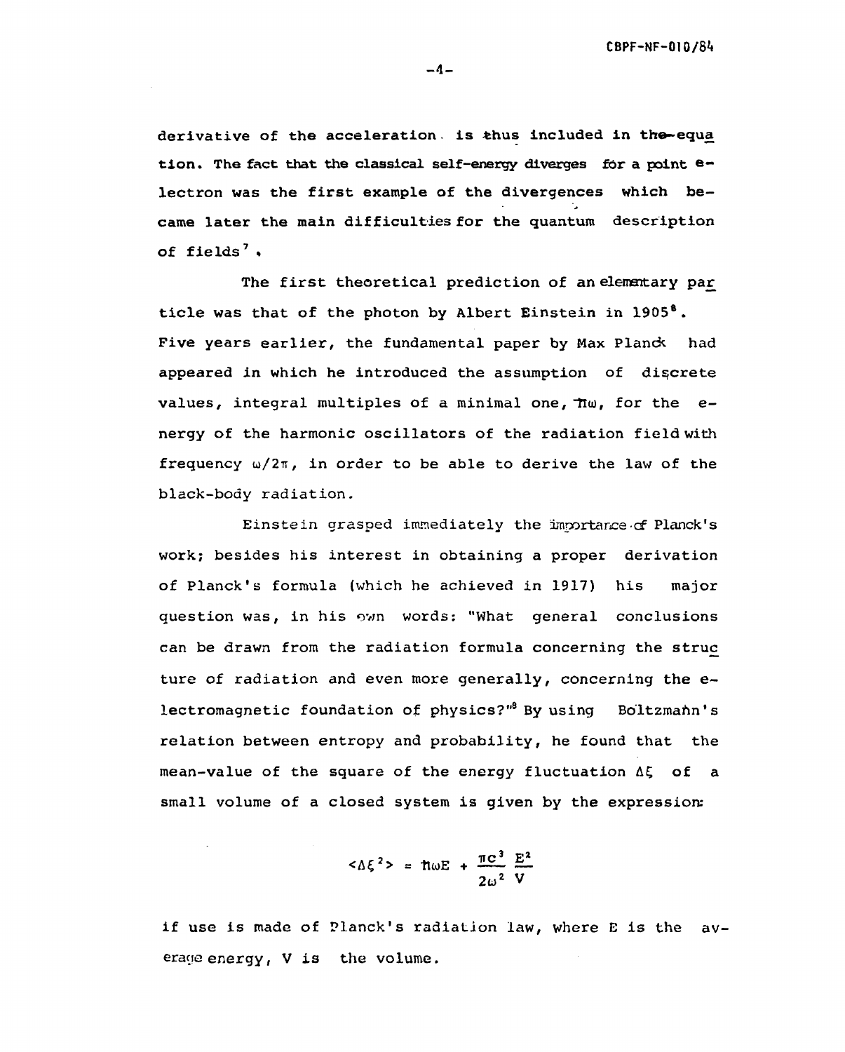derivative of the acceleration is thus included in the equation. The fact that the classical self-energy diverges for a point electron was the first example of the divergences which became later the main difficulties for the quantum description of fields[7].

The first theoretical prediction of an elementary particle was that of the photon by Albert Einstein in 1905[8]. Five years earlier, the fundamental paper by Max Planck had appeared in which he introduced the assumption of discrete values, integral multiples of a minimal one, $\hbar\omega$, for the energy of the harmonic oscillators of the radiation field with frequency $\omega/2\pi$, in order to be able to derive the law of the black-body radiation.

Einstein grasped immediately the importance of Planck's work; besides his interest in obtaining a proper derivation of Planck's formula (which he achieved in 1917) his major question was, in his own words: "What general conclusions can be drawn from the radiation formula concerning the structure of radiation and even more generally, concerning the electromagnetic foundation of physics?"[8] By using Boltzmann's relation between entropy and probability, he found that the mean-value of the square of the energy fluctuation $\Delta\xi$ of a small volume of a closed system is given by the expression:

$$<\Delta\xi^2> = \hbar\omega E + \frac{\pi c^3}{2\omega^2}\frac{E^2}{V}$$

if use is made of Planck's radiation law, where E is the average energy, V is the volume.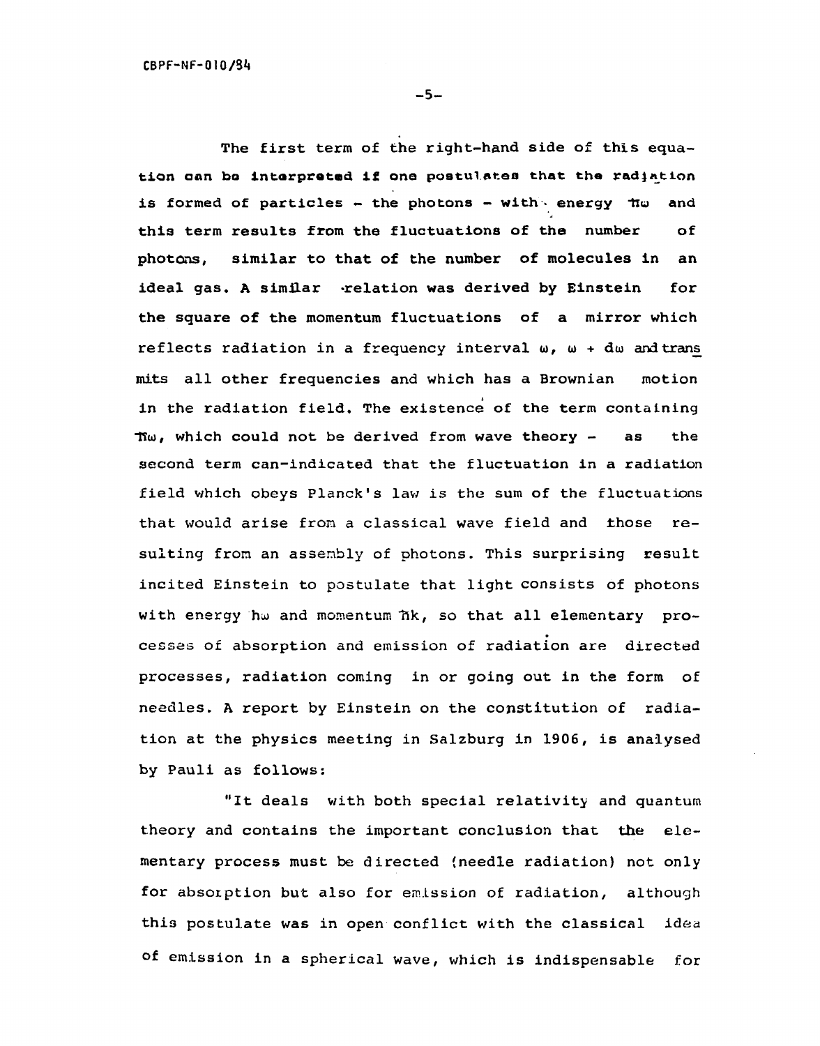The first term of the right-hand side of this equation can be interpreted if one postulates that the radiation is formed of particles - the photons - with energy $\hbar\omega$ and this term results from the fluctuations of the number of photons, similar to that of the number of molecules in an ideal gas. A similar relation was derived by Einstein for the square of the momentum fluctuations of a mirror which reflects radiation in a frequency interval $\omega$, $\omega + d\omega$ and transmits all other frequencies and which has a Brownian motion in the radiation field. The existence of the term containing $\hbar\omega$, which could not be derived from wave theory - as the second term can-indicated that the fluctuation in a radiation field which obeys Planck's law is the sum of the fluctuations that would arise from a classical wave field and those resulting from an assembly of photons. This surprising result incited Einstein to postulate that light consists of photons with energy $h\omega$ and momentum $\hbar k$, so that all elementary processes of absorption and emission of radiation are directed processes, radiation coming in or going out in the form of needles. A report by Einstein on the constitution of radiation at the physics meeting in Salzburg in 1906, is analysed by Pauli as follows:

"It deals with both special relativity and quantum theory and contains the important conclusion that the elementary process must be directed (needle radiation) not only for absorption but also for emission of radiation, although this postulate was in open conflict with the classical idea of emission in a spherical wave, which is indispensable for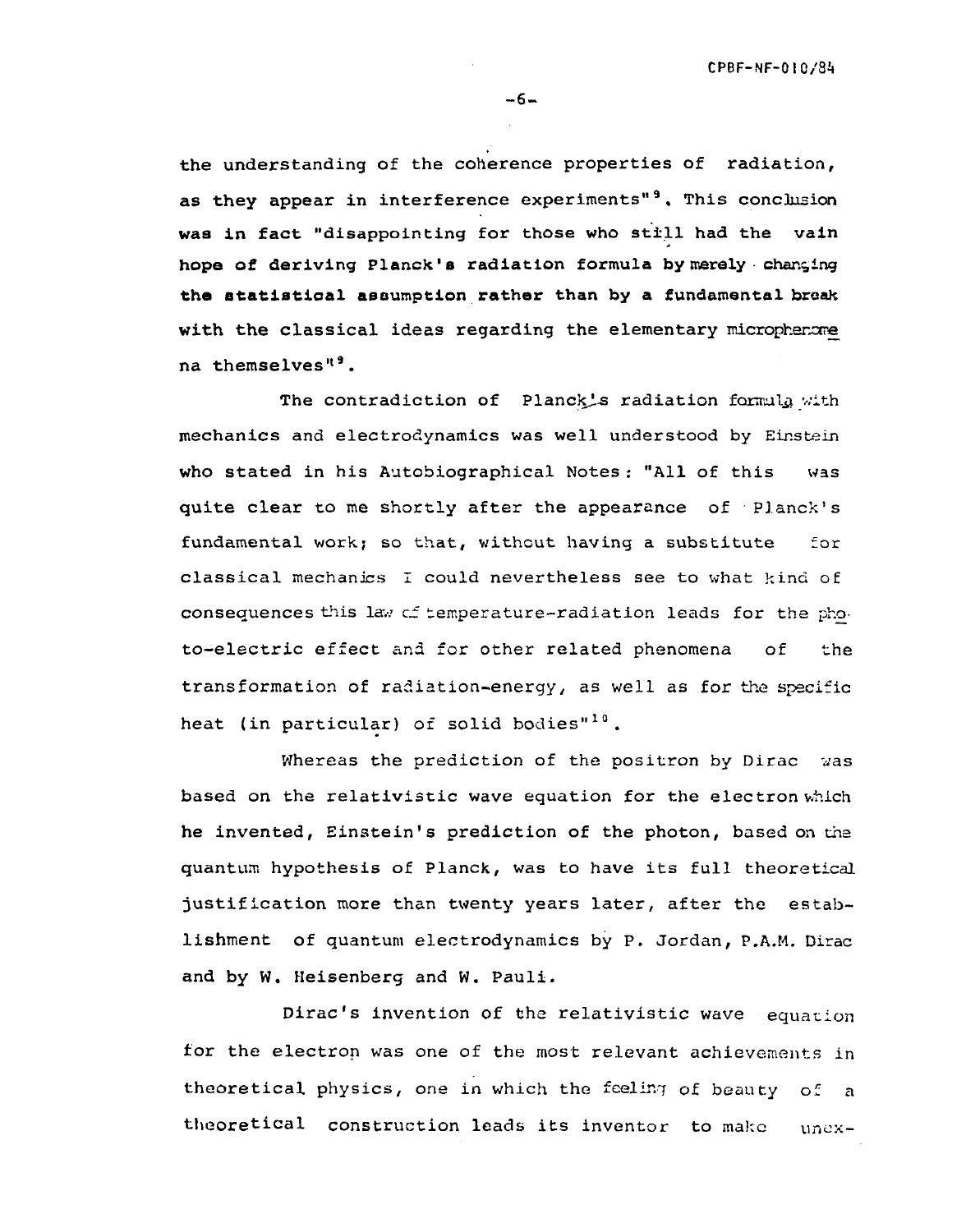the understanding of the coherence properties of radiation, as they appear in interference experiments"[9]. This conclusion was in fact "disappointing for those who still had the vain hope of deriving Planck's radiation formula by merely changing the statistical assumption rather than by a fundamental break with the classical ideas regarding the elementary micropheno­mena themselves"[9].

The contradiction of Planck's radiation formula with mechanics and electrodynamics was well understood by Einstein who stated in his Autobiographical Notes: "All of this was quite clear to me shortly after the appearance of Planck's fundamental work; so that, without having a substitute for classical mechanics I could nevertheless see to what kind of consequences this law of temperature-radiation leads for the photo-electric effect and for other related phenomena of the transformation of radiation-energy, as well as for the specific heat (in particular) of solid bodies"[10].

Whereas the prediction of the positron by Dirac was based on the relativistic wave equation for the electron which he invented, Einstein's prediction of the photon, based on the quantum hypothesis of Planck, was to have its full theoretical justification more than twenty years later, after the establishment of quantum electrodynamics by P. Jordan, P.A.M. Dirac and by W. Heisenberg and W. Pauli.

Dirac's invention of the relativistic wave equation for the electron was one of the most relevant achievements in theoretical physics, one in which the feeling of beauty of a theoretical construction leads its inventor to make unex-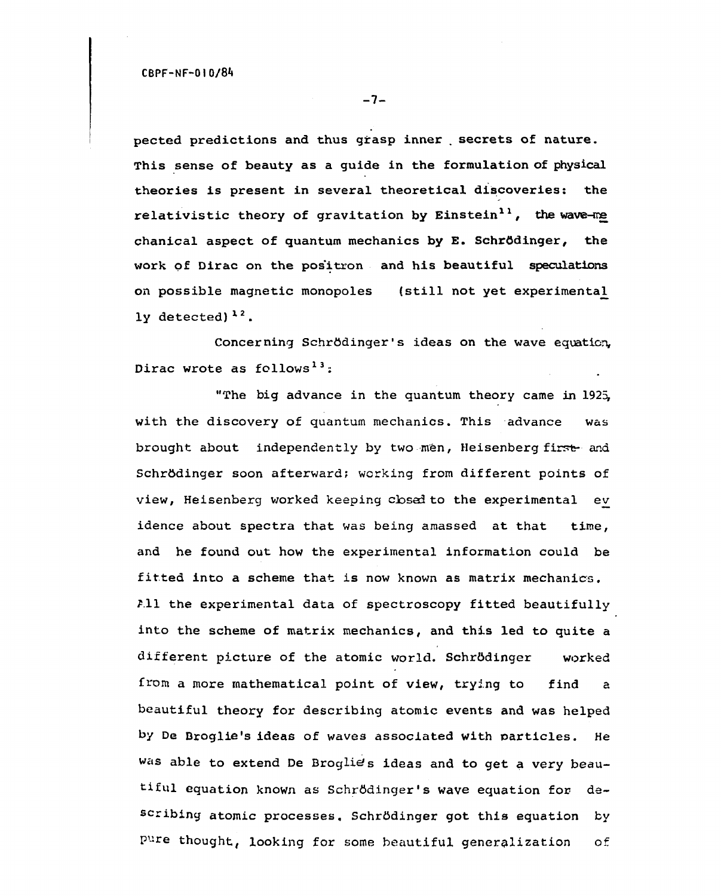pected predictions and thus grasp inner secrets of nature. This sense of beauty as a guide in the formulation of physical theories is present in several theoretical discoveries: the relativistic theory of gravitation by Einstein[11], the wave-mechanical aspect of quantum mechanics by E. Schrödinger, the work of Dirac on the positron and his beautiful speculations on possible magnetic monopoles (still not yet experimentally detected)[12].

Concerning Schrödinger's ideas on the wave equation, Dirac wrote as follows[13]:

"The big advance in the quantum theory came in 1925, with the discovery of quantum mechanics. This advance was brought about independently by two men, Heisenberg first and Schrödinger soon afterward; working from different points of view, Heisenberg worked keeping closed to the experimental evidence about spectra that was being amassed at that time, and he found out how the experimental information could be fitted into a scheme that is now known as matrix mechanics. All the experimental data of spectroscopy fitted beautifully into the scheme of matrix mechanics, and this led to quite a different picture of the atomic world. Schrödinger worked from a more mathematical point of view, trying to find a beautiful theory for describing atomic events and was helped by De Broglie's ideas of waves associated with particles. He was able to extend De Broglie's ideas and to get a very beautiful equation known as Schrödinger's wave equation for describing atomic processes. Schrödinger got this equation by pure thought, looking for some beautiful generalization of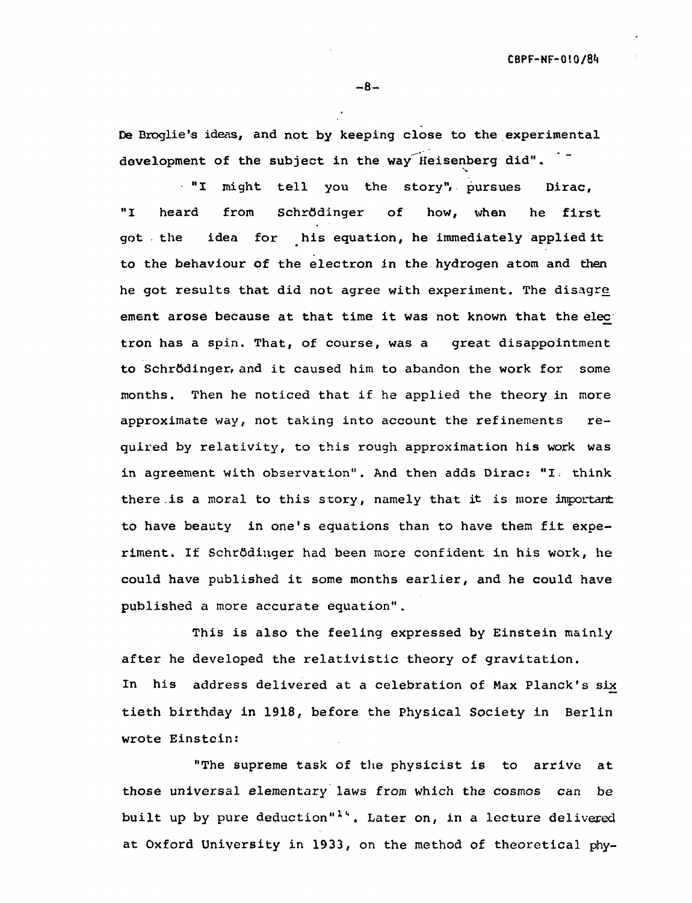De Broglie's ideas, and not by keeping close to the experimental development of the subject in the way Heisenberg did".

"I might tell you the story", pursues Dirac, "I heard from Schrödinger of how, when he first got the idea for his equation, he immediately applied it to the behaviour of the electron in the hydrogen atom and then he got results that did not agree with experiment. The disagreement arose because at that time it was not known that the electron has a spin. That, of course, was a great disappointment to Schrödinger, and it caused him to abandon the work for some months. Then he noticed that if he applied the theory in more approximate way, not taking into account the refinements required by relativity, to this rough approximation his work was in agreement with observation". And then adds Dirac: "I think there is a moral to this story, namely that it is more important to have beauty in one's equations than to have them fit experiment. If Schrödinger had been more confident in his work, he could have published it some months earlier, and he could have published a more accurate equation".

This is also the feeling expressed by Einstein mainly after he developed the relativistic theory of gravitation. In his address delivered at a celebration of Max Planck's sixtieth birthday in 1918, before the Physical Society in Berlin wrote Einstein:

"The supreme task of the physicist is to arrive at those universal elementary laws from which the cosmos can be built up by pure deduction"[14]. Later on, in a lecture delivered at Oxford University in 1933, on the method of theoretical phy-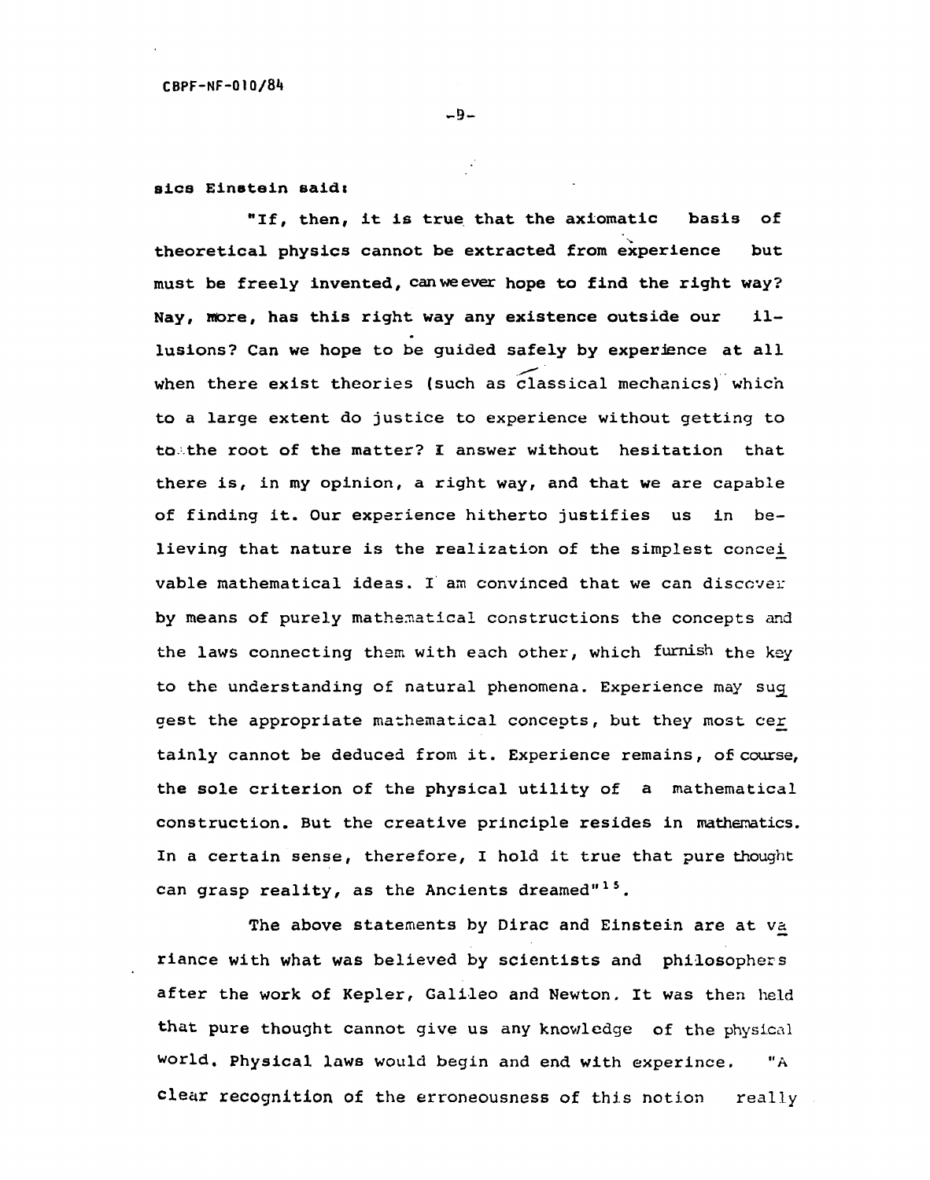sics Einstein said:

"If, then, it is true that the axiomatic basis of theoretical physics cannot be extracted from experience but must be freely invented, can we ever hope to find the right way? Nay, more, has this right way any existence outside our illusions? Can we hope to be guided safely by experience at all when there exist theories (such as classical mechanics) which to a large extent do justice to experience without getting to to the root of the matter? I answer without hesitation that there is, in my opinion, a right way, and that we are capable of finding it. Our experience hitherto justifies us in believing that nature is the realization of the simplest conceivable mathematical ideas. I am convinced that we can discover by means of purely mathematical constructions the concepts and the laws connecting them with each other, which furnish the key to the understanding of natural phenomena. Experience may suggest the appropriate mathematical concepts, but they most certainly cannot be deduced from it. Experience remains, of course, the sole criterion of the physical utility of a mathematical construction. But the creative principle resides in mathematics. In a certain sense, therefore, I hold it true that pure thought can grasp reality, as the Ancients dreamed"[15].

The above statements by Dirac and Einstein are at variance with what was believed by scientists and philosophers after the work of Kepler, Galileo and Newton. It was then held that pure thought cannot give us any knowledge of the physical world. Physical laws would begin and end with experince. "A clear recognition of the erroneousness of this notion really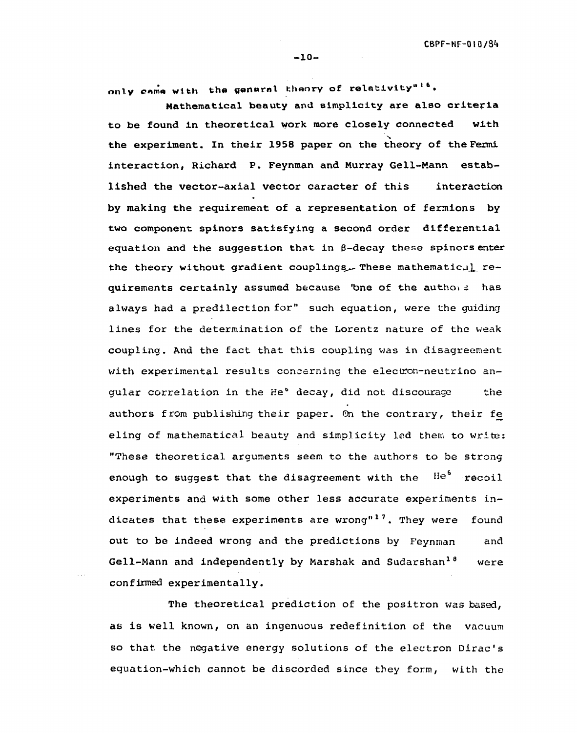only came with the general theory of relativity"[16].

Mathematical beauty and simplicity are also criteria to be found in theoretical work more closely connected with the experiment. In their 1958 paper on the theory of the Fermi interaction, Richard P. Feynman and Murray Gell-Mann established the vector-axial vector caracter of this interaction by making the requirement of a representation of fermions by two component spinors satisfying a second order differential equation and the suggestion that in β-decay these spinors enter the theory without gradient couplings. These mathematical requirements certainly assumed because "one of the authors has always had a predilection for" such equation, were the guiding lines for the determination of the Lorentz nature of the weak coupling. And the fact that this coupling was in disagreement with experimental results concerning the electron-neutrino angular correlation in the $He^6$ decay, did not discourage the authors from publishing their paper. On the contrary, their feeling of mathematical beauty and simplicity led them to write: "These theoretical arguments seem to the authors to be strong enough to suggest that the disagreement with the $He^6$ recoil experiments and with some other less accurate experiments indicates that these experiments are wrong"[17]. They were found out to be indeed wrong and the predictions by Feynman and Gell-Mann and independently by Marshak and Sudarshan[18] were confirmed experimentally.

The theoretical prediction of the positron was based, as is well known, on an ingenuous redefinition of the vacuum so that the negative energy solutions of the electron Dirac's equation-which cannot be discorded since they form, with the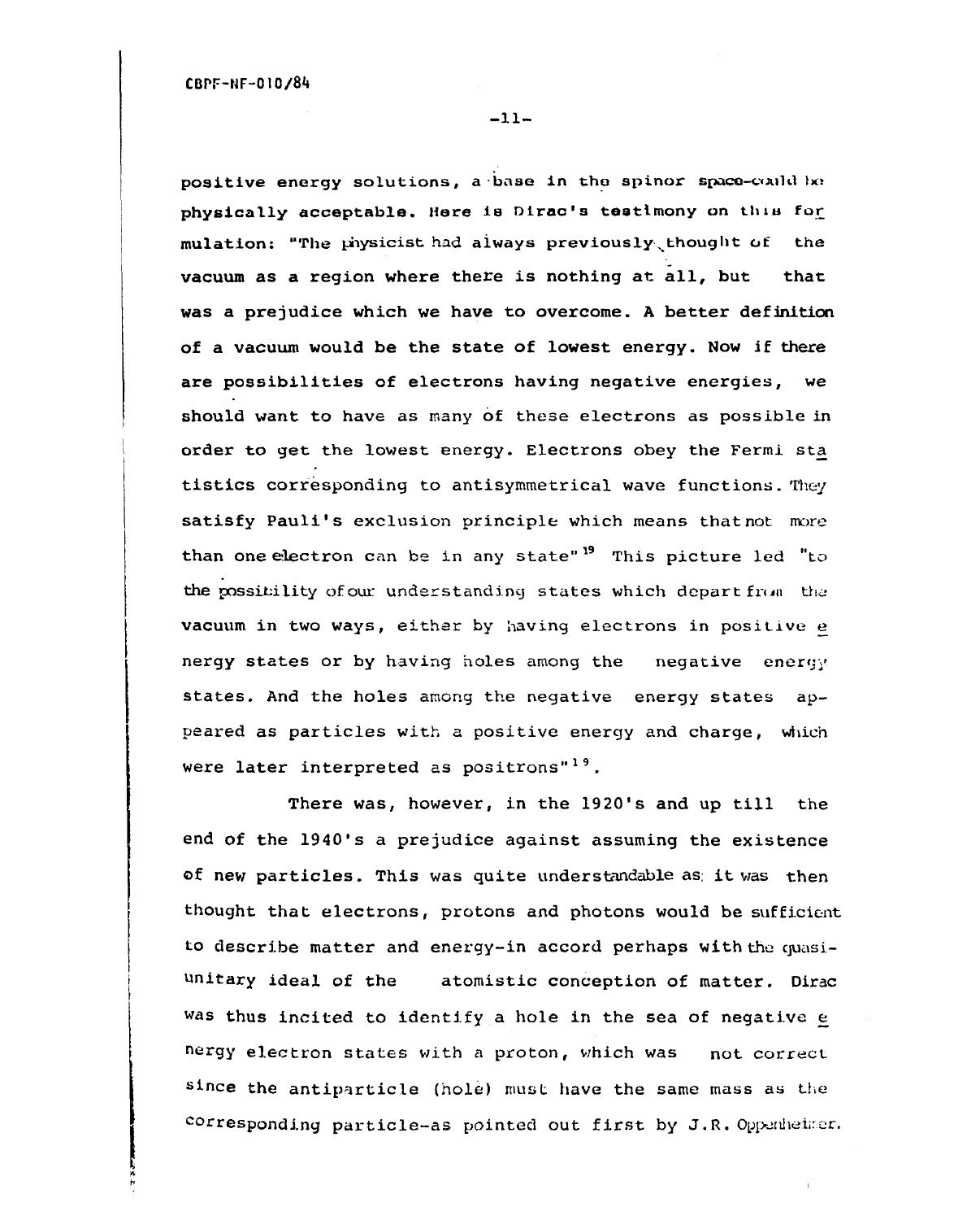positive energy solutions, a base in the spinor space could be physically acceptable. Here is Dirac's testimony on this formulation: "The physicist had always previously thought of the vacuum as a region where there is nothing at all, but that was a prejudice which we have to overcome. A better definition of a vacuum would be the state of lowest energy. Now if there are possibilities of electrons having negative energies, we should want to have as many of these electrons as possible in order to get the lowest energy. Electrons obey the Fermi statistics corresponding to antisymmetrical wave functions. They satisfy Pauli's exclusion principle which means that not more than one electron can be in any state"[19] This picture led "to the possibility of our understanding states which depart from the vacuum in two ways, either by having electrons in positive energy states or by having holes among the negative energy states. And the holes among the negative energy states appeared as particles with a positive energy and charge, which were later interpreted as positrons"[19].

There was, however, in the 1920's and up till the end of the 1940's a prejudice against assuming the existence of new particles. This was quite understandable as it was then thought that electrons, protons and photons would be sufficient to describe matter and energy-in accord perhaps with the quasi-unitary ideal of the atomistic conception of matter. Dirac was thus incited to identify a hole in the sea of negative energy electron states with a proton, which was not correct since the antiparticle (hole) must have the same mass as the corresponding particle-as pointed out first by J.R. Oppenheimer.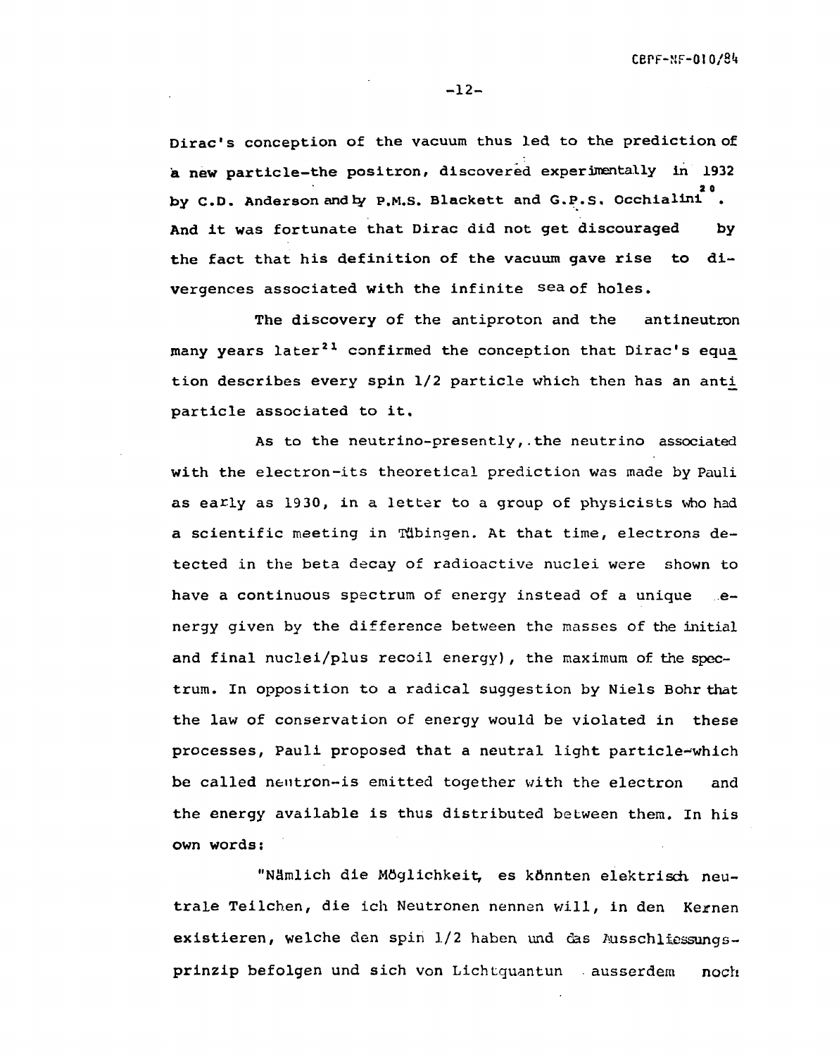Dirac's conception of the vacuum thus led to the prediction of a new particle-the positron, discovered experimentally in 1932 by C.D. Anderson and by P.M.S. Blackett and G.P.S. Occhialini[20]. And it was fortunate that Dirac did not get discouraged by the fact that his definition of the vacuum gave rise to divergences associated with the infinite sea of holes.

The discovery of the antiproton and the antineutron many years later[21] confirmed the conception that Dirac's equation describes every spin 1/2 particle which then has an antiparticle associated to it.

As to the neutrino-presently, the neutrino associated with the electron-its theoretical prediction was made by Pauli as early as 1930, in a letter to a group of physicists who had a scientific meeting in Tübingen. At that time, electrons detected in the beta decay of radioactive nuclei were shown to have a continuous spectrum of energy instead of a unique energy given by the difference between the masses of the initial and final nuclei/plus recoil energy), the maximum of the spectrum. In opposition to a radical suggestion by Niels Bohr that the law of conservation of energy would be violated in these processes, Pauli proposed that a neutral light particle-which be called neutron-is emitted together with the electron and the energy available is thus distributed between them. In his own words:

"Nämlich die Möglichkeit, es könnten elektrisch neutrale Teilchen, die ich Neutronen nennen will, in den Kernen existieren, welche den spin 1/2 haben und das Ausschliessungsprinzip befolgen und sich von Lichtquantun ausserdem noch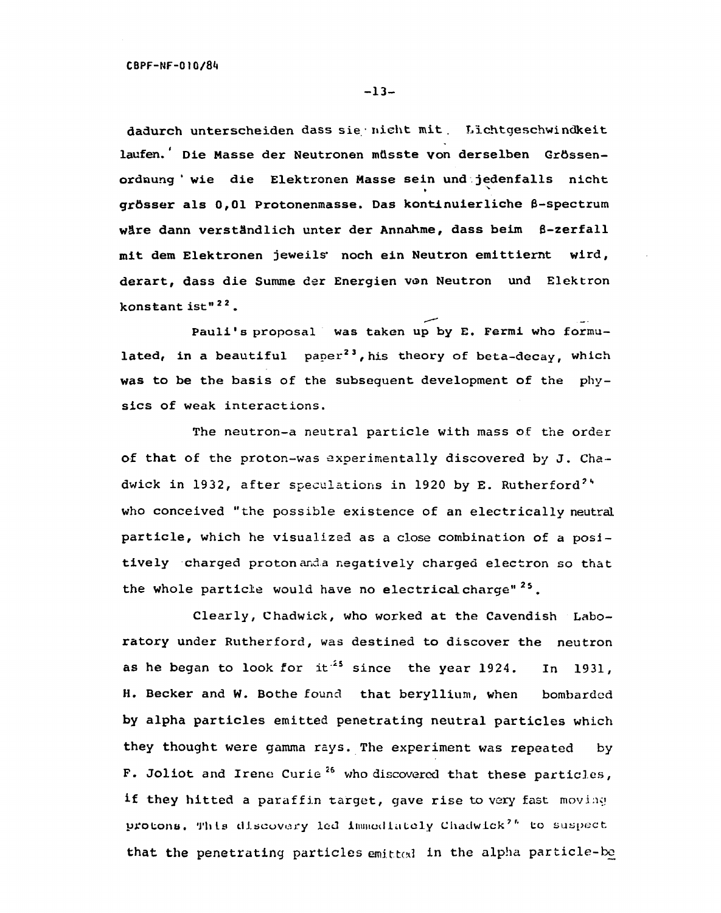dadurch unterscheiden dass sie nicht mit Lichtgeschwindkeit laufen.' Die Masse der Neutronen müsste von derselben Grössenordnung wie die Elektronen Masse sein und jedenfalls nicht grösser als 0,01 Protonenmasse. Das kontinuierliche β-spectrum wäre dann verständlich unter der Annahme, dass beim β-zerfall mit dem Elektronen jeweils noch ein Neutron emittiernt wird, derart, dass die Summe der Energien von Neutron und Elektron konstant ist"[22].

Pauli's proposal was taken up by E. Fermi who formulated, in a beautiful paper[23], his theory of beta-decay, which was to be the basis of the subsequent development of the physics of weak interactions.

The neutron-a neutral particle with mass of the order of that of the proton-was experimentally discovered by J. Chadwick in 1932, after speculations in 1920 by E. Rutherford[24] who conceived "the possible existence of an electrically neutral particle, which he visualized as a close combination of a positively charged proton and a negatively charged electron so that the whole particle would have no electrical charge"[25].

Clearly, Chadwick, who worked at the Cavendish Laboratory under Rutherford, was destined to discover the neutron as he began to look for it[25] since the year 1924. In 1931, H. Becker and W. Bothe found that beryllium, when bombarded by alpha particles emitted penetrating neutral particles which they thought were gamma rays. The experiment was repeated by F. Joliot and Irene Curie[26] who discovered that these particles, if they hitted a paraffin target, gave rise to very fast moving protons. This discovery led immediately Chadwick[27] to suspect that the penetrating particles emitted in the alpha particle-be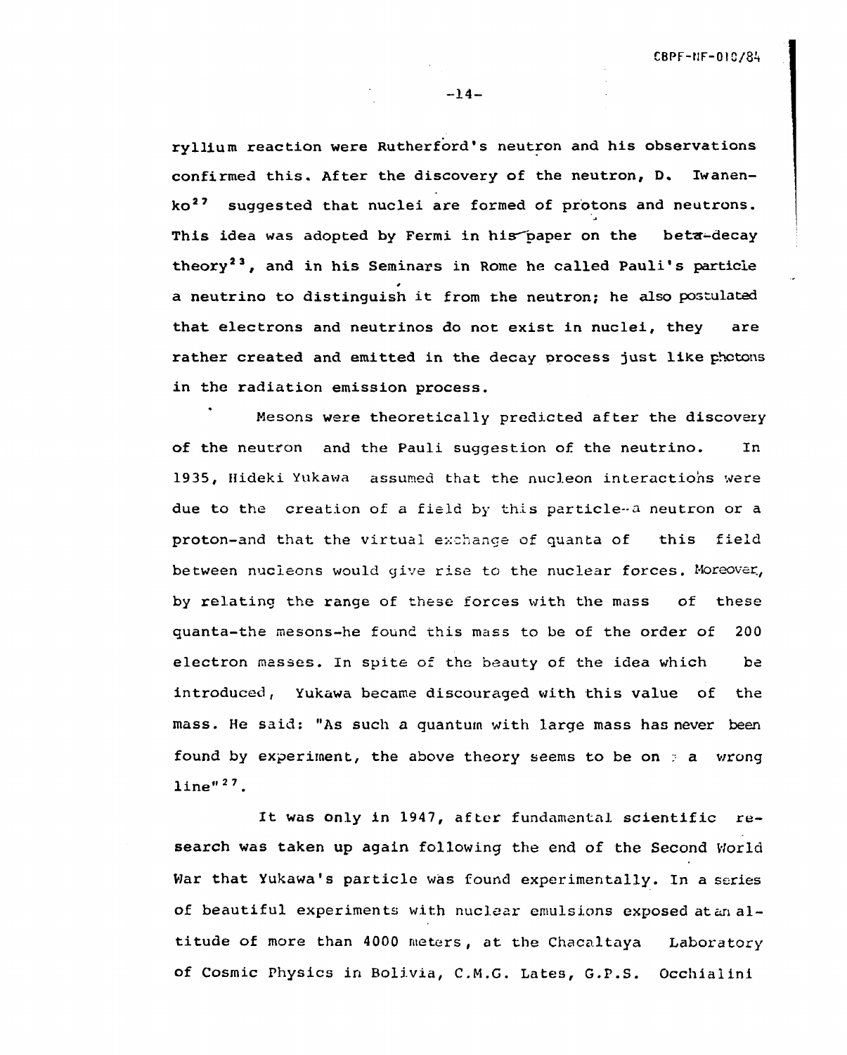ryllium reaction were Rutherford's neutron and his observations confirmed this. After the discovery of the neutron, D. Iwanenko[27] suggested that nuclei are formed of protons and neutrons. This idea was adopted by Fermi in his paper on the beta-decay theory[23], and in his Seminars in Rome he called Pauli's particle a neutrino to distinguish it from the neutron; he also postulated that electrons and neutrinos do not exist in nuclei, they are rather created and emitted in the decay process just like photons in the radiation emission process.

Mesons were theoretically predicted after the discovery of the neutron and the Pauli suggestion of the neutrino. In 1935, Hideki Yukawa assumed that the nucleon interactions were due to the creation of a field by this particle--a neutron or a proton-and that the virtual exchange of quanta of this field between nucleons would give rise to the nuclear forces. Moreover, by relating the range of these forces with the mass of these quanta-the mesons-he found this mass to be of the order of 200 electron masses. In spite of the beauty of the idea which be introduced, Yukawa became discouraged with this value of the mass. He said: "As such a quantum with large mass has never been found by experiment, the above theory seems to be on a wrong line"[27].

It was only in 1947, after fundamental scientific research was taken up again following the end of the Second World War that Yukawa's particle was found experimentally. In a series of beautiful experiments with nuclear emulsions exposed at an altitude of more than 4000 meters, at the Chacaltaya Laboratory of Cosmic Physics in Bolivia, C.M.G. Lates, G.P.S. Occhialini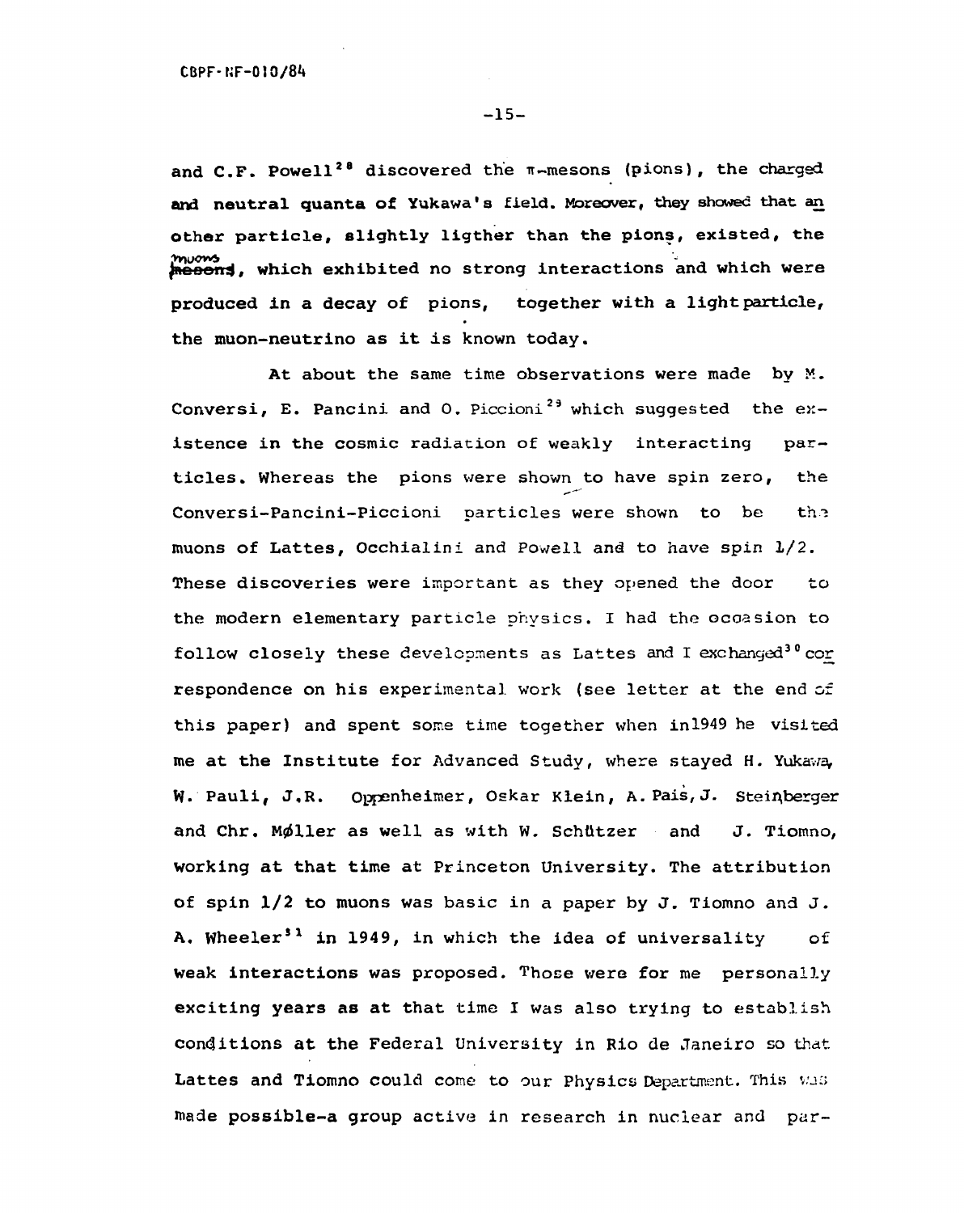and C.F. Powell[28] discovered the π-mesons (pions), the charged and neutral quanta of Yukawa's field. Moreover, they showed that an other particle, slightly ligther than the pions, existed, the muons, which exhibited no strong interactions and which were produced in a decay of pions, together with a light particle, the muon-neutrino as it is known today.

At about the same time observations were made by M. Conversi, E. Pancini and O. Piccioni[29] which suggested the existence in the cosmic radiation of weakly interacting particles. Whereas the pions were shown to have spin zero, the Conversi-Pancini-Piccioni particles were shown to be the muons of Lattes, Occhialini and Powell and to have spin 1/2. These discoveries were important as they opened the door to the modern elementary particle physics. I had the occasion to follow closely these developments as Lattes and I exchanged[30] correspondence on his experimental work (see letter at the end of this paper) and spent some time together when in 1949 he visited me at the Institute for Advanced Study, where stayed H. Yukawa, W. Pauli, J.R. Oppenheimer, Oskar Klein, A. Pais, J. Steinberger and Chr. Møller as well as with W. Schützer and J. Tiomno, working at that time at Princeton University. The attribution of spin 1/2 to muons was basic in a paper by J. Tiomno and J. A. Wheeler[31] in 1949, in which the idea of universality of weak interactions was proposed. Those were for me personally exciting years as at that time I was also trying to establish conditions at the Federal University in Rio de Janeiro so that Lattes and Tiomno could come to our Physics Department. This was made possible-a group active in research in nuclear and par-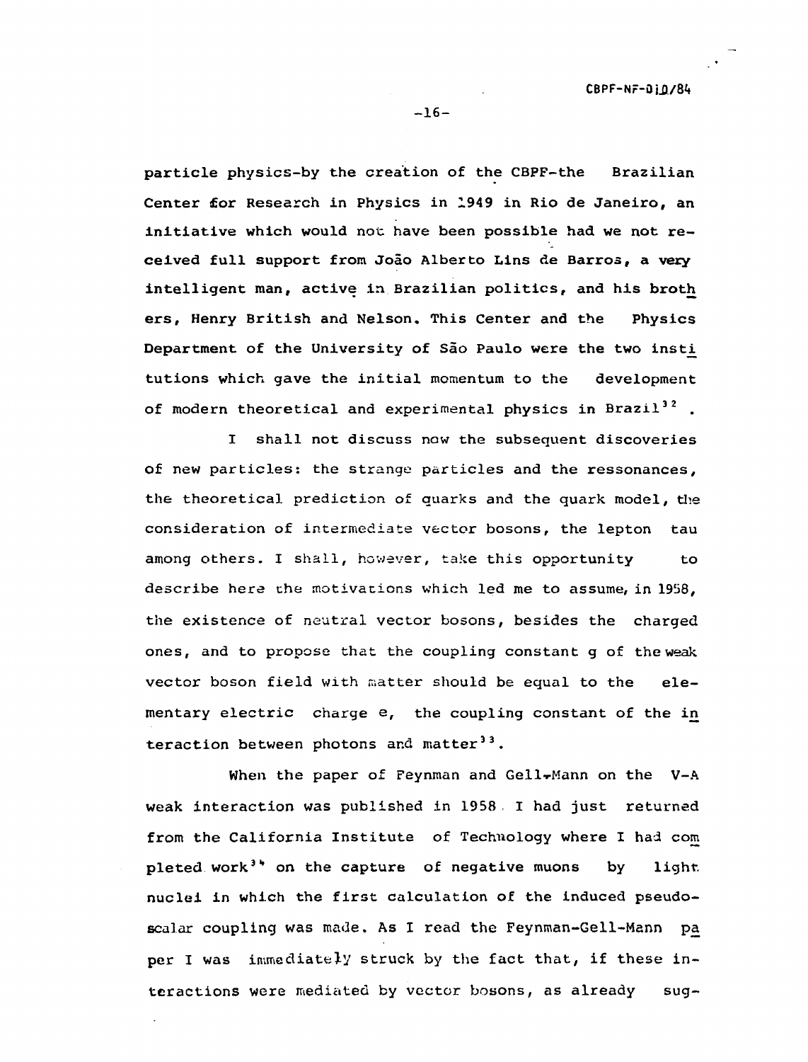particle physics-by the creation of the CBPF-the Brazilian Center for Research in Physics in 1949 in Rio de Janeiro, an initiative which would not have been possible had we not received full support from João Alberto Lins de Barros, a very intelligent man, active in Brazilian politics, and his brothers, Henry British and Nelson. This Center and the Physics Department of the University of São Paulo were the two institutions which gave the initial momentum to the development of modern theoretical and experimental physics in Brazil[32].

I shall not discuss now the subsequent discoveries of new particles: the strange particles and the ressonances, the theoretical prediction of quarks and the quark model, the consideration of intermediate vector bosons, the lepton tau among others. I shall, however, take this opportunity to describe here the motivations which led me to assume, in 1958, the existence of neutral vector bosons, besides the charged ones, and to propose that the coupling constant g of the weak vector boson field with matter should be equal to the elementary electric charge e, the coupling constant of the interaction between photons and matter[33].

When the paper of Feynman and Gell-Mann on the V-A weak interaction was published in 1958 I had just returned from the California Institute of Technology where I had completed work[34] on the capture of negative muons by light nuclei in which the first calculation of the induced pseudoscalar coupling was made. As I read the Feynman-Gell-Mann paper I was immediately struck by the fact that, if these interactions were mediated by vector bosons, as already sug-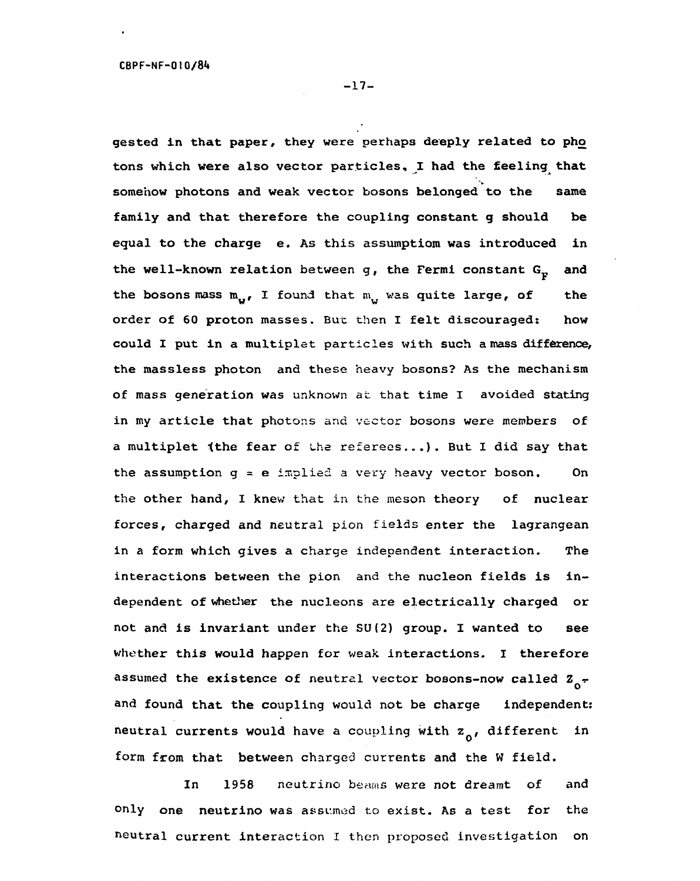gested in that paper, they were perhaps deeply related to photons which were also vector particles. I had the feeling that somehow photons and weak vector bosons belonged to the same family and that therefore the coupling constant g should be equal to the charge e. As this assumptiom was introduced in the well-known relation between $g$, the Fermi constant $G_F$ and the bosons mass $m_w$, I found that $m_w$ was quite large, of the order of 60 proton masses. But then I felt discouraged: how could I put in a multiplet particles with such a mass difference, the massless photon and these heavy bosons? As the mechanism of mass generation was unknown at that time I avoided stating in my article that photons and vector bosons were members of a multiplet (the fear of the referees...). But I did say that the assumption $g = e$ implied a very heavy vector boson. On the other hand, I knew that in the meson theory of nuclear forces, charged and neutral pion fields enter the lagrangean in a form which gives a charge independent interaction. The interactions between the pion and the nucleon fields is independent of whether the nucleons are electrically charged or not and is invariant under the SU(2) group. I wanted to see whether this would happen for weak interactions. I therefore assumed the existence of neutral vector bosons-now called $Z_0$- and found that the coupling would not be charge independent: neutral currents would have a coupling with $z_0$, different in form from that between charged currents and the W field.

In 1958 neutrino beams were not dreamt of and only one neutrino was assumed to exist. As a test for the neutral current interaction I then proposed investigation on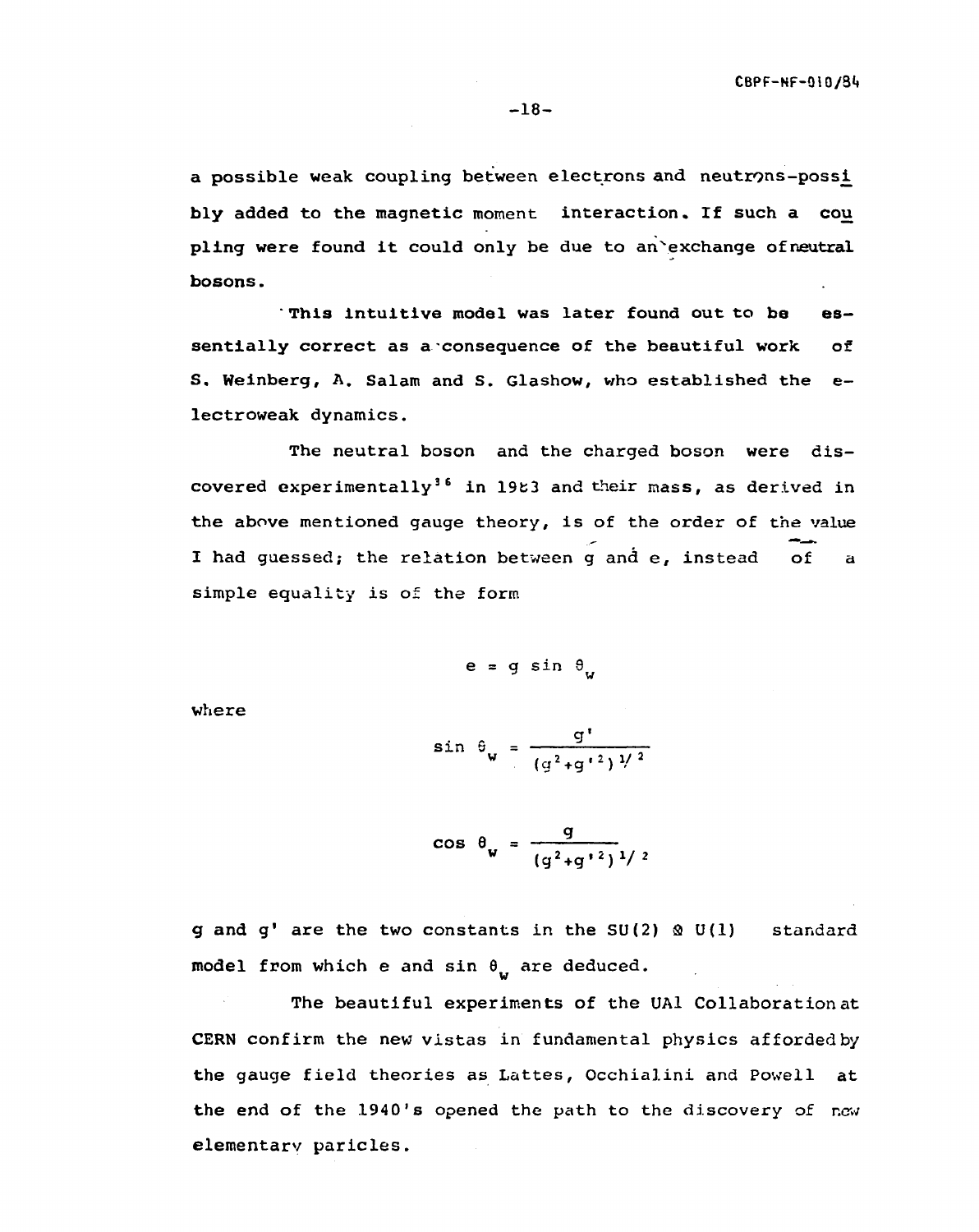a possible weak coupling between electrons and neutrons-possibly added to the magnetic moment interaction. If such a coupling were found it could only be due to an exchange of neutral bosons.

This intuitive model was later found out to be essentially correct as a consequence of the beautiful work of S. Weinberg, A. Salam and S. Glashow, who established the electroweak dynamics.

The neutral boson and the charged boson were discovered experimentally[36] in 1983 and their mass, as derived in the above mentioned gauge theory, is of the order of the value I had guessed; the relation between g and e, instead of a simple equality is of the form

$$e = g \sin \theta_w$$

where

$$\sin \theta_w = \frac{g'}{(g^2+g'^2)^{1/2}}$$

$$\cos \theta_w = \frac{g}{(g^2+g'^2)^{1/2}}$$

g and g' are the two constants in the $SU(2) \otimes U(1)$ standard model from which e and $\sin \theta_w$ are deduced.

The beautiful experiments of the UA1 Collaboration at CERN confirm the new vistas in fundamental physics afforded by the gauge field theories as Lattes, Occhialini and Powell at the end of the 1940's opened the path to the discovery of new elementary paricles.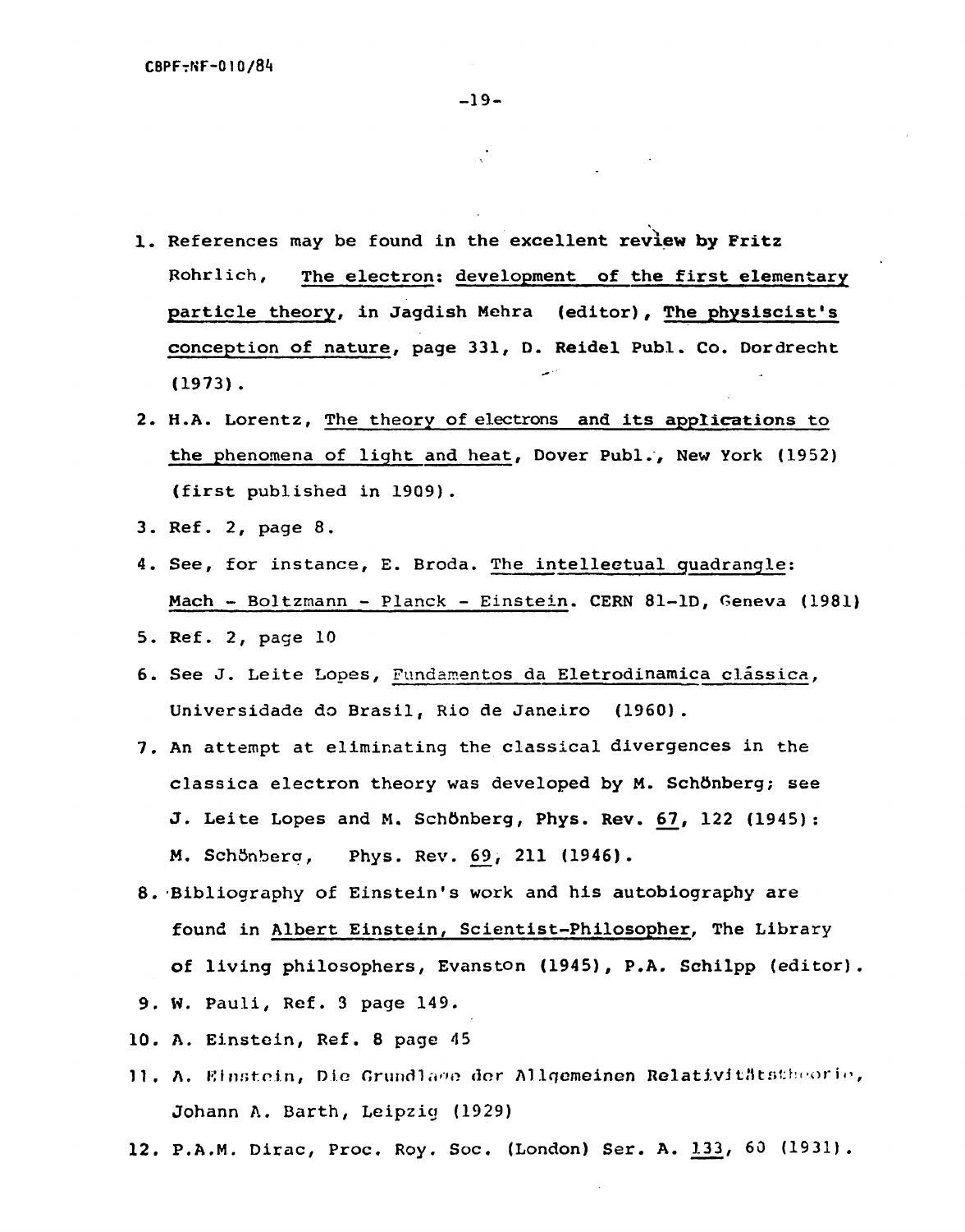1. References may be found in the excellent review by Fritz Rohrlich, <u>The electron: development of the first elementary particle theory</u>, in Jagdish Mehra (editor), <u>The physiscist's conception of nature</u>, page 331, D. Reidel Publ. Co. Dordrecht (1973).
2. H.A. Lorentz, <u>The theory of electrons and its applications to the phenomena of light and heat</u>, Dover Publ., New York (1952) (first published in 1909).
3. Ref. 2, page 8.
4. See, for instance, E. Broda. <u>The intellectual quadrangle: Mach - Boltzmann - Planck - Einstein</u>. CERN 81-1D, Geneva (1981)
5. Ref. 2, page 10
6. See J. Leite Lopes, <u>Fundamentos da Eletrodinamica clássica</u>, Universidade do Brasil, Rio de Janeiro (1960).
7. An attempt at eliminating the classical divergences in the classica electron theory was developed by M. Schönberg; see J. Leite Lopes and M. Schönberg, Phys. Rev. <u>67</u>, 122 (1945): M. Schönberg, Phys. Rev. <u>69</u>, 211 (1946).
8. Bibliography of Einstein's work and his autobiography are found in <u>Albert Einstein, Scientist-Philosopher</u>, The Library of living philosophers, Evanston (1945), P.A. Schilpp (editor).
9. W. Pauli, Ref. 3 page 149.
10. A. Einstein, Ref. 8 page 45
11. A. Einstein, Die Grundlage der Allgemeinen Relativitätstheorie, Johann A. Barth, Leipzig (1929)
12. P.A.M. Dirac, Proc. Roy. Soc. (London) Ser. A. <u>133</u>, 60 (1931).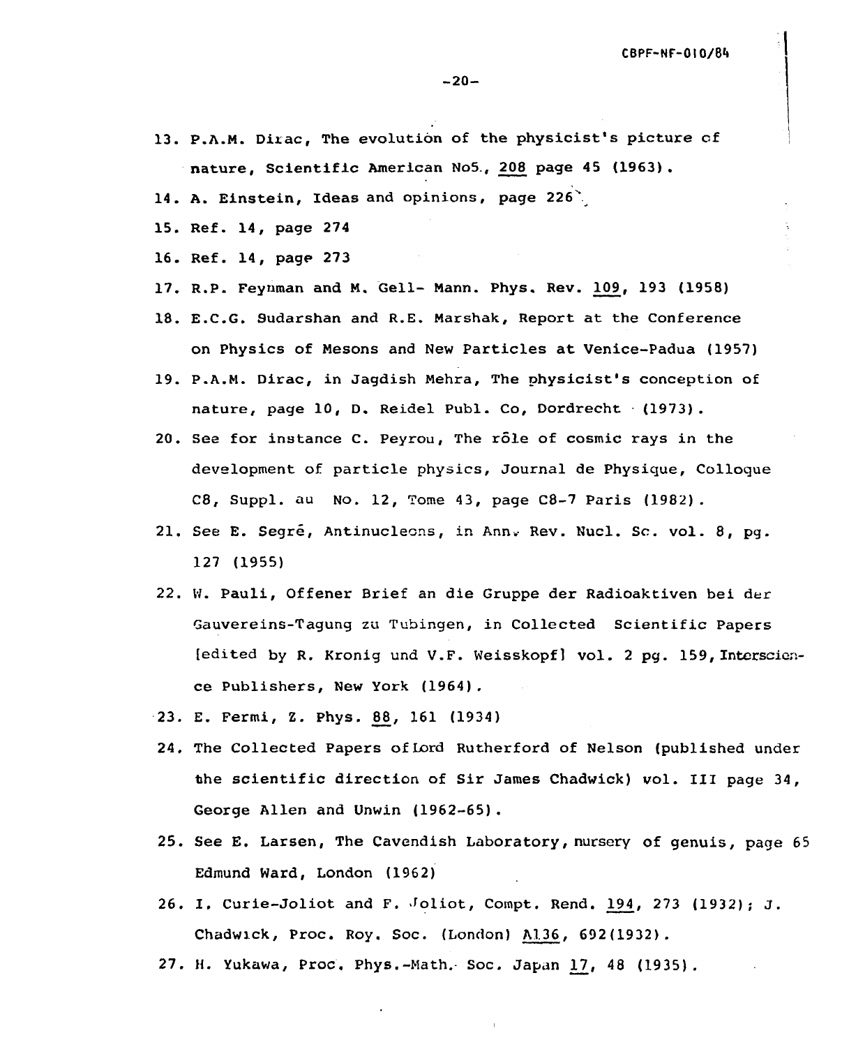13. P.A.M. Dirac, The evolution of the physicist's picture of nature, Scientific American No5., 208 page 45 (1963).
14. A. Einstein, Ideas and opinions, page 226
15. Ref. 14, page 274
16. Ref. 14, page 273
17. R.P. Feynman and M. Gell- Mann. Phys. Rev. 109, 193 (1958)
18. E.C.G. Sudarshan and R.E. Marshak, Report at the Conference on Physics of Mesons and New Particles at Venice-Padua (1957)
19. P.A.M. Dirac, in Jagdish Mehra, The physicist's conception of nature, page 10, D. Reidel Publ. Co, Dordrecht (1973).
20. See for instance C. Peyrou, The rôle of cosmic rays in the development of particle physics, Journal de Physique, Colloque C8, Suppl. au No. 12, Tome 43, page C8-7 Paris (1982).
21. See E. Segré, Antinucleons, in Ann. Rev. Nucl. Sc. vol. 8, pg. 127 (1955)
22. W. Pauli, Offener Brief an die Gruppe der Radioaktiven bei der Gauvereins-Tagung zu Tubingen, in Collected Scientific Papers [edited by R. Kronig und V.F. Weisskopf] vol. 2 pg. 159, Interscience Publishers, New York (1964).
23. E. Fermi, Z. Phys. 88, 161 (1934)
24. The Collected Papers of Lord Rutherford of Nelson (published under the scientific direction of Sir James Chadwick) vol. III page 34, George Allen and Unwin (1962-65).
25. See E. Larsen, The Cavendish Laboratory, nursery of genuis, page 65 Edmund Ward, London (1962)
26. I. Curie-Joliot and F. Joliot, Compt. Rend. 194, 273 (1932); J. Chadwick, Proc. Roy. Soc. (London) A136, 692(1932).
27. H. Yukawa, Proc. Phys.-Math. Soc. Japan 17, 48 (1935).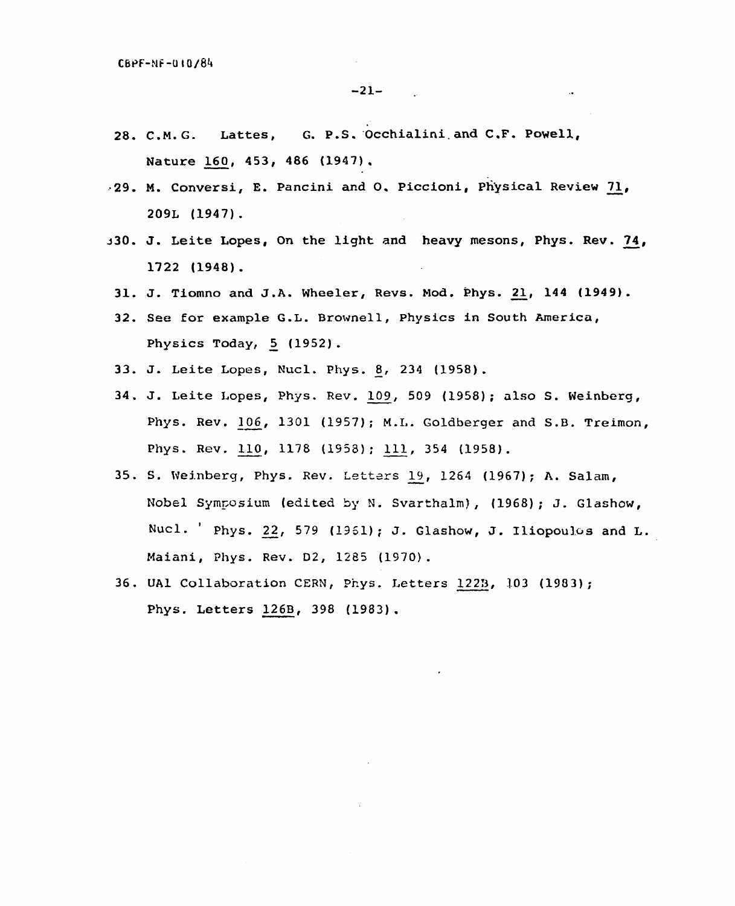28. C.M.G. Lattes, G. P.S. Occhialini and C.F. Powell, Nature 160, 453, 486 (1947).

29. M. Conversi, E. Pancini and O. Piccioni, Physical Review 71, 209L (1947).

30. J. Leite Lopes, On the light and heavy mesons, Phys. Rev. 74, 1722 (1948).

31. J. Tiomno and J.A. Wheeler, Revs. Mod. Phys. 21, 144 (1949).

32. See for example G.L. Brownell, Physics in South America, Physics Today, 5 (1952).

33. J. Leite Lopes, Nucl. Phys. 8, 234 (1958).

34. J. Leite Lopes, Phys. Rev. 109, 509 (1958); also S. Weinberg, Phys. Rev. 106, 1301 (1957); M.L. Goldberger and S.B. Treimon, Phys. Rev. 110, 1178 (1958); 111, 354 (1958).

35. S. Weinberg, Phys. Rev. Letters 19, 1264 (1967); A. Salam, Nobel Symposium (edited by N. Svarthalm), (1968); J. Glashow, Nucl. Phys. 22, 579 (1961); J. Glashow, J. Iliopoulos and L. Maiani, Phys. Rev. D2, 1285 (1970).

36. UA1 Collaboration CERN, Phys. Letters 122B, 103 (1983); Phys. Letters 126B, 398 (1983).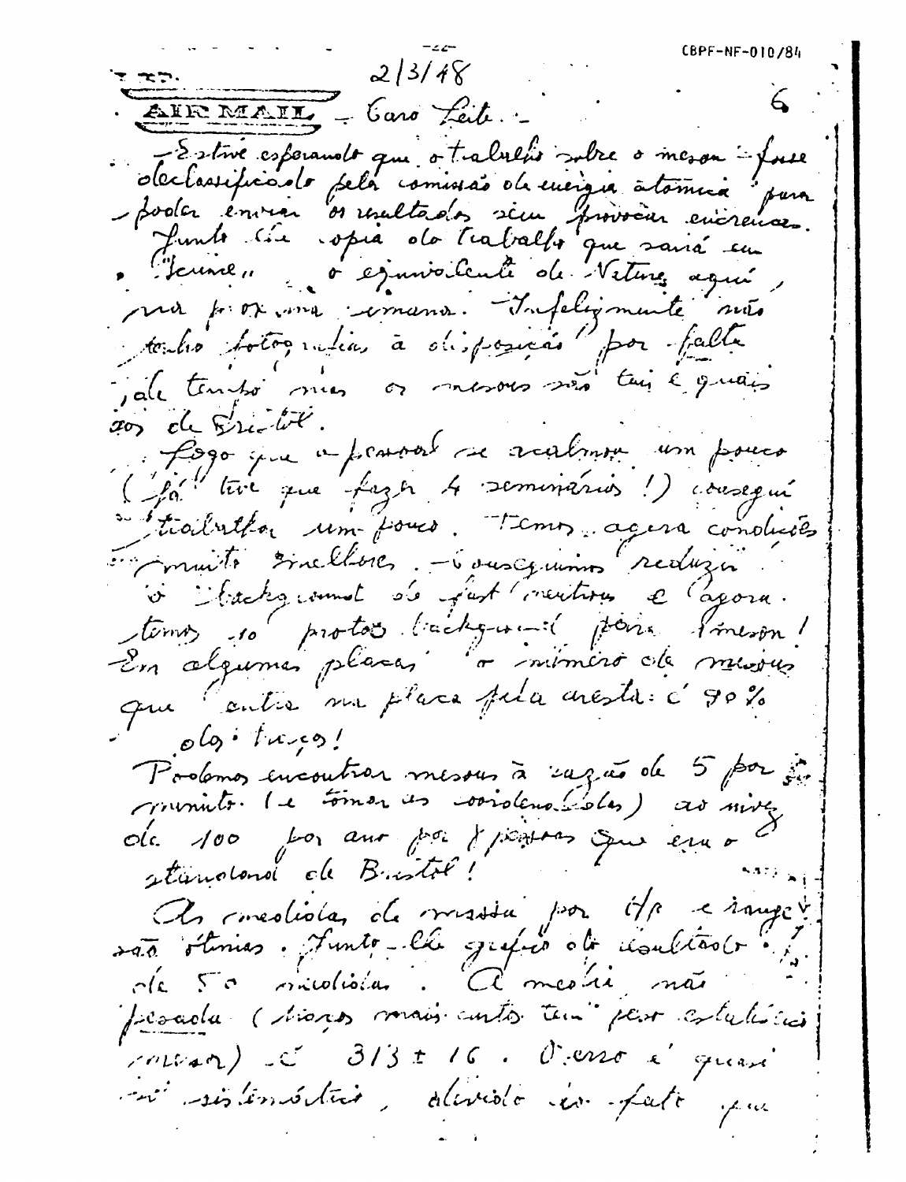2/3/48

AIR MAIL — Caro Leite. –

Estive esperando que o trabalho sobre o meson fosse declassificado pela comissão de energia atômica para poder enviar os resultados sem provocar encrencas. Junto lhe cópia do trabalho que sairá em "Science", o equivalente de Nature aqui, na próxima semana. Infelizmente não tenho fotografias à disposição por falta de tempo mas os mesons são tais e quais aos de Bristol.

Logo que o pessoal se acalmou um pouco (já tive que fazer 4 seminários!) consegui trabalhar um pouco. Temos agora condições muito melhores. Conseguimos reduzir o background só fast neutrons e agora temos 10 protons background para 1 meson! Em algumas placas o número de mesons que entra na placa pela aresta: é 90% dos traços!

Podemos encontrar mesons à razão de 5 por minuto (e tomar as coordenadas) ao invés de 100 por ano por 3 pessoas que era o standard de Bristol!

As medidas de massa por H/ρ e range são ótimas. Junto lhe gráfico do resultado de 50 medidas. A média não pesada (dois mais certos tem peso estatístico maior) é $313 \pm 16$. O erro é quase só sistemático, devido ao fato que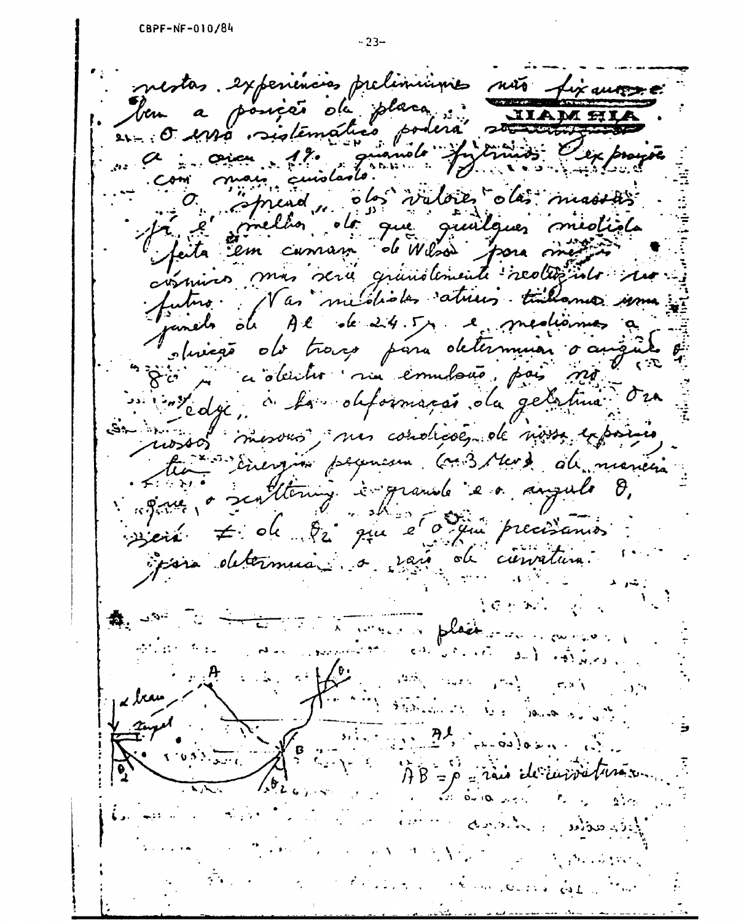nestas experiências preliminares não fixamos bem a posição da placa. O erro sistemático poderá ser diminuído a cerca 1% quando fizermos a exposição com mais cuidado.

O "spread" dos valores das massas já é melhor do que qualquer medida feita em camara de Wilson para mésons cósmicos mas será grandemente reduzido no futuro. Nas medidas atuais tínhamos uma janela de Al de 24.5μ e medimos a direção do traço para determinar o ângulo $\theta_2$ (≈ 80°) a dentro na emulsão, pois no "edge", há deformação da gelatina. Ora nossos mesons, nas condições de nossa exposição, têm energia pequena (≈ 3 MeV) de maneira que o scattering é grande e o ângulo $\theta_1$ será ≠ de $\theta_2$ que é o que precisamos para determinar o raio de curvatura.

placa

α beam

target

A

B

$\theta_1$

$\theta_2$

Al

$\overline{AB} = \rho$ = raio de curvatura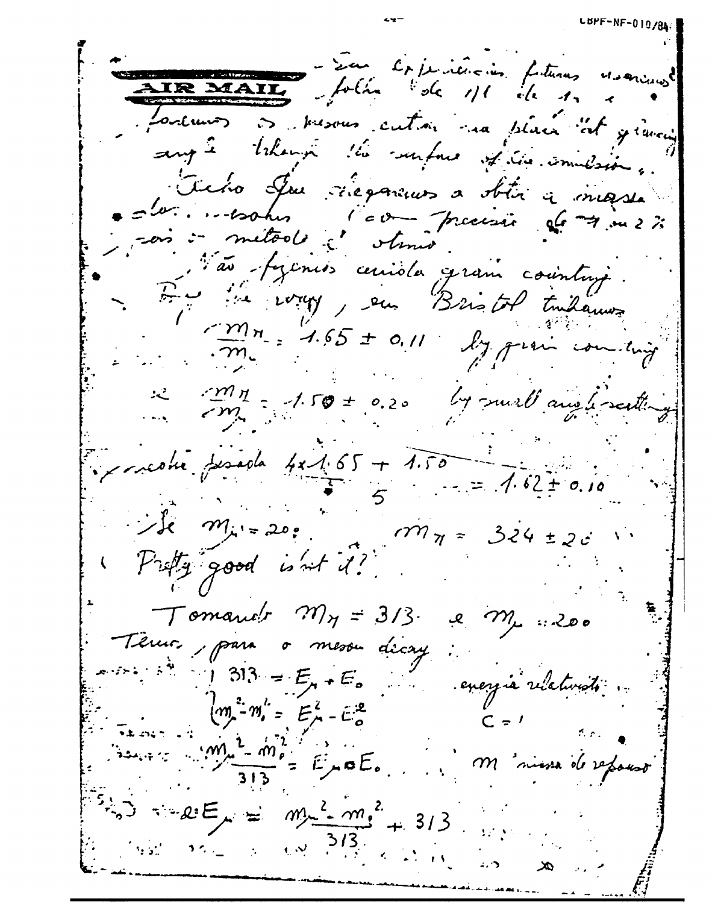AIR MAIL

– Em experiências futuras usaremos folhas de 1/1 de 1, e faremos os mesons entrar na placa "at grazing angle through the surface of the emulsion".

Acho que chegaremos a obter a massa dos mesons (com precisão de 1 ou 2 %) pois o método é ótimo.

Não fizemos ainda grain counting. By the way, em Bristol tinhamos

$$\frac{m_\pi}{m_\mu} = 1.65 \pm 0.11 \quad \text{by grain counting}$$

$$\frac{m_\pi}{m_\mu} = 1.50 \pm 0.20 \quad \text{by small angle scattering}$$

média pesada $\frac{4 \times 1.65 + 1.50}{5} = 1.62 \pm 0.10$

Se $m_\mu = 200$: $m_\pi = 324 \pm 20$

( Pretty good isn't it?

Tomando $m_\pi = 313$ e $m_\mu = 200$

Temos, para o meson decay:

$$\begin{cases} 313 = E_\mu + E_o \\ m_\mu^2 - m_o^2 = E_\mu^2 - E_o^2 \end{cases} \quad \text{energia relativista} \quad C = 1$$

$$\frac{m_\mu^2 - m_o^2}{313} = E_\mu - E_o \qquad m \text{ massa de repouso}$$

$$2E_\mu = \frac{m_\mu^2 - m_o^2}{313} + 313$$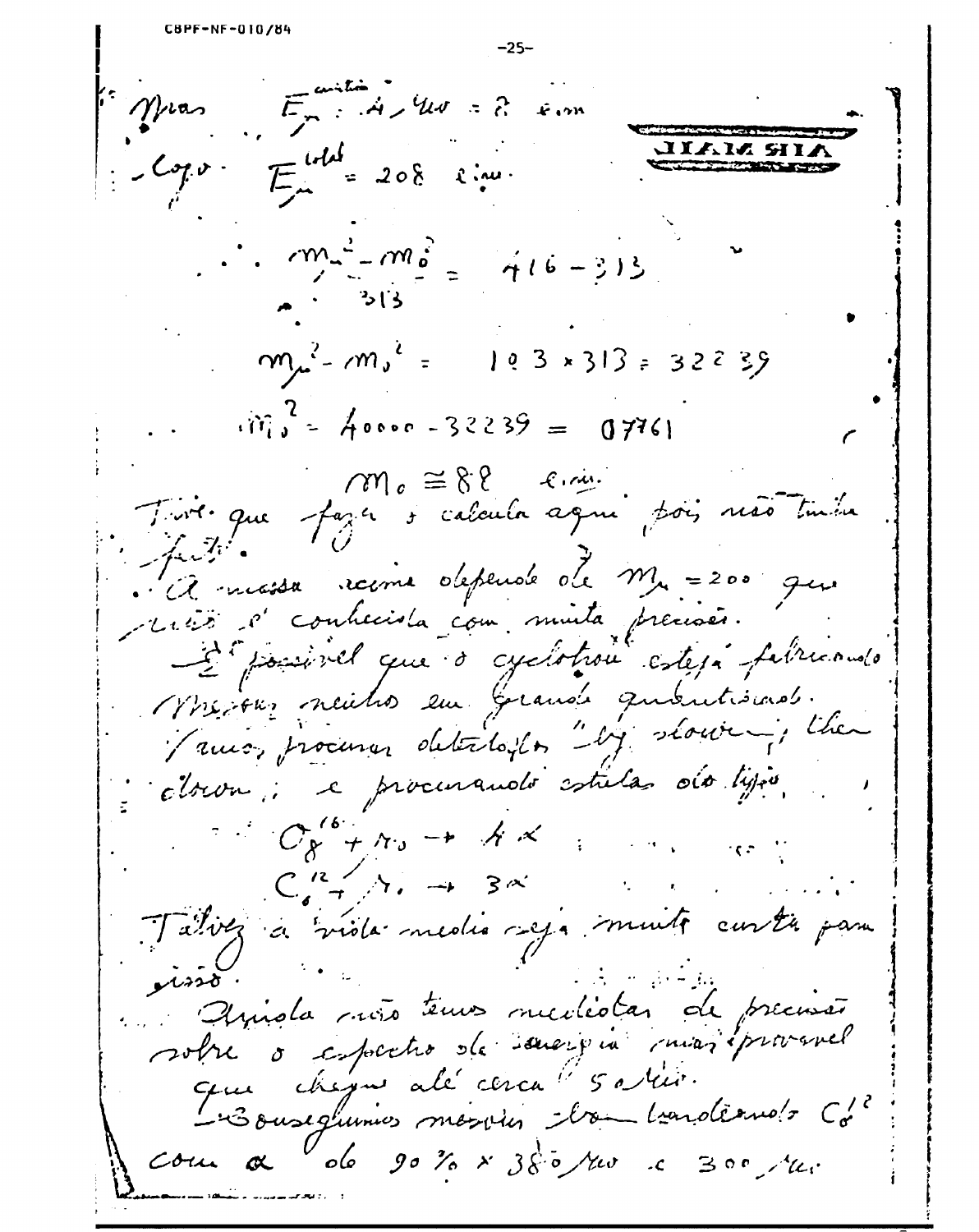Mas $E_\mu^{\text{cinética}} : 4,4\text{ Mev} = 8$ e.m.

Logo $E_\mu^{\text{total}} = 208$ e.m.

$$\therefore \frac{m_\mu^2 - m_0^2}{313} = 416 - 313$$

$$m_\mu^2 - m_0^2 = 103 \times 313 = 32239$$

$$m_0^2 = 40000 - 32239 = 07761$$

$$m_0 \cong 88 \text{ e.m.}$$

Tive que fazer o calculo aqui pois não tinha feito.

A massa acima depende de $m_\mu = 200$ que não é conhecida com muita precisão.

É possível que o cyclotron esteja fabricando mesons neutros em grande quantidade. Vamos procurar detetá-los "by slowing their electron", e procurando estrelas do tipo

$$O_8^{16} + \pi_0 \rightarrow 4\alpha$$

$$C_6^{12} + \pi_0 \rightarrow 3\alpha$$

Talvez a vida media seja muito curta para isso.

Ainda não temos medidas de precisão sobre o espectro de energia mais provavel que chegue até cerca 5 Mev.

Conseguimos mesons bombardeando $C^{12}$ com $\alpha$ de 90 % x 380 Mev e 300 Mev.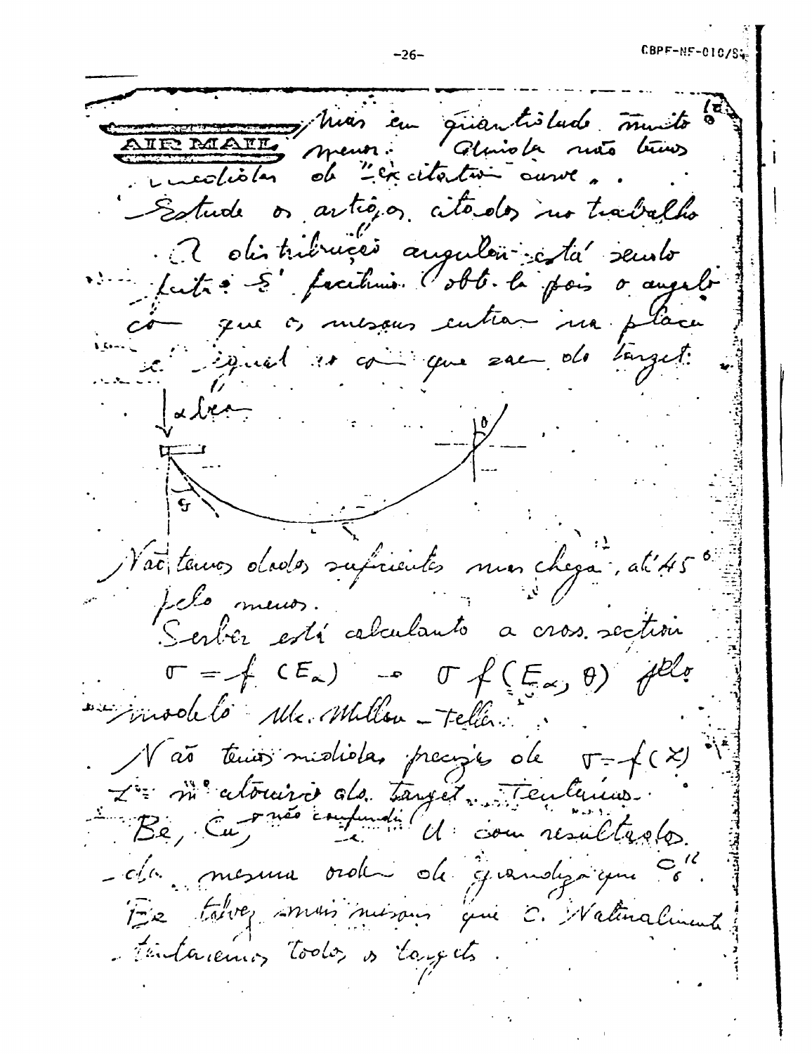AIR MAIL

...mas em quantidade muito menor. Ainda não temos medidas de "excitation curve".

Estude os artigos citados no trabalho.

A distribuição angular está sendo feita. É fácil obtê-la pois o ângulo com que os mesons entram na placa é igual ao com que sai do target:

$\downarrow \alpha$ beam

$\varphi$ $\theta$

Não temos dados suficientes mas chega até 45° pelo menos.

Serber está calculando a cross section $\sigma = f(E_\alpha) \rightarrow \sigma\, f(E_\alpha, \theta)$ pelo modelo Mc Millan - Teller.

Não temos medidas precisas de $\sigma = f(Z)$, $Z$ = nº atômico do target. Tentamos Be, Cu, U (não confundir) com resultados da mesma ordem de grandeza que "C". Be talvez mais mesons que C. Naturalmente tentaremos todos os targets.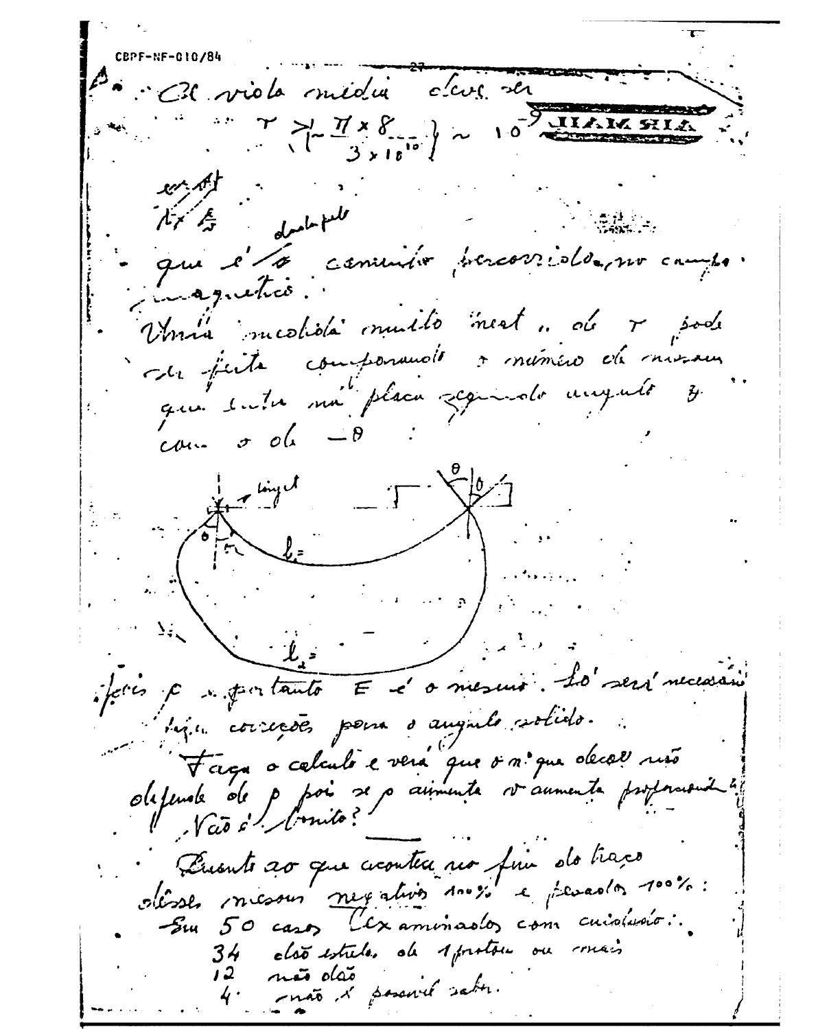B. ∴ A vida média deve ser

$$\tau \gtrsim \left\{\frac{\pi \times 8}{3 \times 10^{10}}\right\} \sim 10^{-9}$$

que é o caminho percorrido no campo magnético.

Uma medida muito exata de $\tau$ pode ser feita comparando o número de mésons que entra na placa segundo ângulo $\theta$ com o de $-\theta$:

pois $p$ e portanto $E$ é o mesmo. Só será necessário fazer correções para o ângulo sólido.

Faça o cálculo e verá que o nº que decai não depende de $p$ pois se $p$ aumenta $\tau$ aumenta proporcionalmente. Não é bonito?

Quanto ao que acontece no fim do traço dêsses mésons negativos 100% e pesados 100%:

Em 50 casos (examinados com cuidado):

34 dão estrelas de 1 protão ou mais

12 não dão

4 não é possível saber.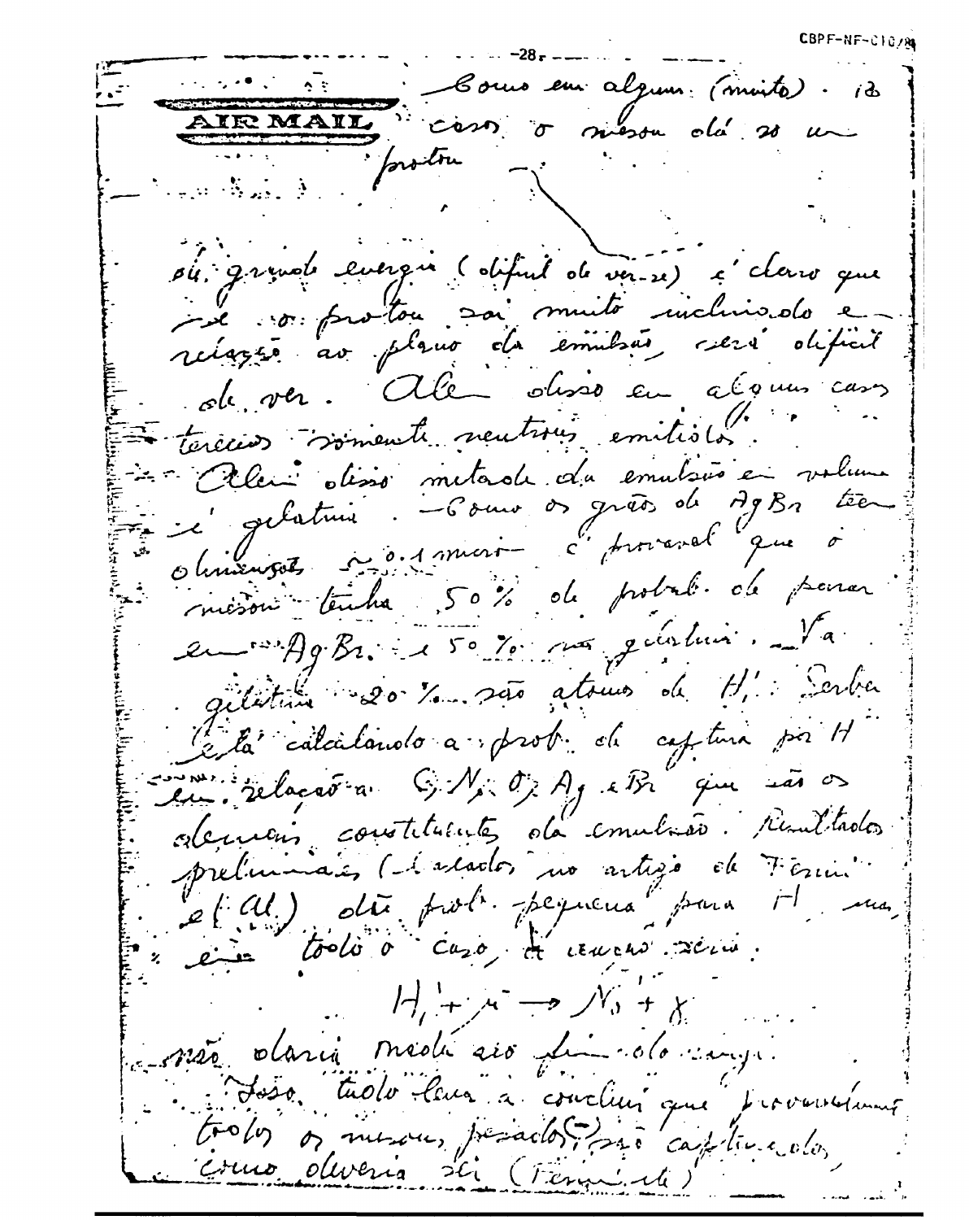AIR MAIL

Como em alguns (muito) . 13 caso o méson dá só um proton

ou grande energia (difícil de ver-se) é claro que se o proton sai muito inclinado em relação ao plano da emulsão, será difícil de ver. Além disso em alguns casos teremos somente neutrons emitidos.

Além disso metade da emulsão em volume é gelatina. — Como os grãos de AgBr tem dimensões ~ 0.1 micro — é provavel que o méson tenha 50% de probab. de parar em AgBr. e 50% na gelatina. Na gelatina 20% são atomos de H. Serber está calculando a prob. de captura por H em relação a C, N, O, Ag e Br que são os elementos constituintes da emulsão. Resultados preliminares (citados no artigo de Fermi e (al.) dão prob. pequena para H, mas em todo o caso, a reação seria:

$$H_1^1 + \mu^- \rightarrow N_0^1 + \gamma$$

não daria nada aos fins do exp.

Isso tudo leva a concluir que provavelmente todos os mesons pesados (−) são capturados, como deveria ser (Fermi etc)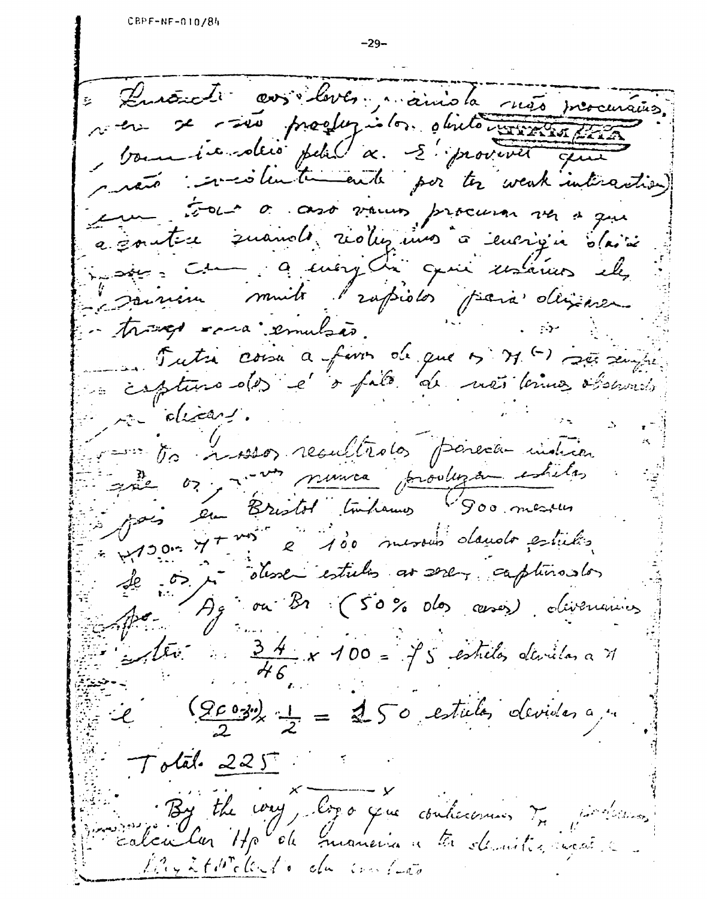Quanto aos leves, ainda não procuramos ver se são produzidos. ~~[struck out]~~ bombardeando pelo α. É provável que não: insolentemente por ter weak interaction) em todo o caso vamos procurar ver o que acontece quando realizamos a energia dos íons. Com a energia que usamos eles saíram muito rápidos para deixarem traços na emulsão.

Outra coisa a favor de que os $\pi^{(-)}$ são sempre capturados é o fato de não termos observado decays.

Os nossos resultados parecem indicar que os $\pi^{-}$'s nunca produzem estrelas pois em Bristol tínhamos 900 mesons $\sim$ 100 $\pi^{+}$'s e 100 mesons dando estrelas. Se os $\mu^{-}$ desse estrelas ao serem capturados por Ag ou Br (50% dos casos) deveríamos ter:

$$\frac{34}{46} \times 100 = 75 \text{ estrelas devidas a } \pi$$

e

$$\frac{(900 - 300)}{2} \times \frac{1}{2} = 150 \text{ estrelas devidas a } \mu$$

Total 225

x ——— x

By the way, logo que conhecermos $T_{\pi}$ poderemos calcular $H_{\rho}$ de maneira a ter identificação [illegible] da emulsão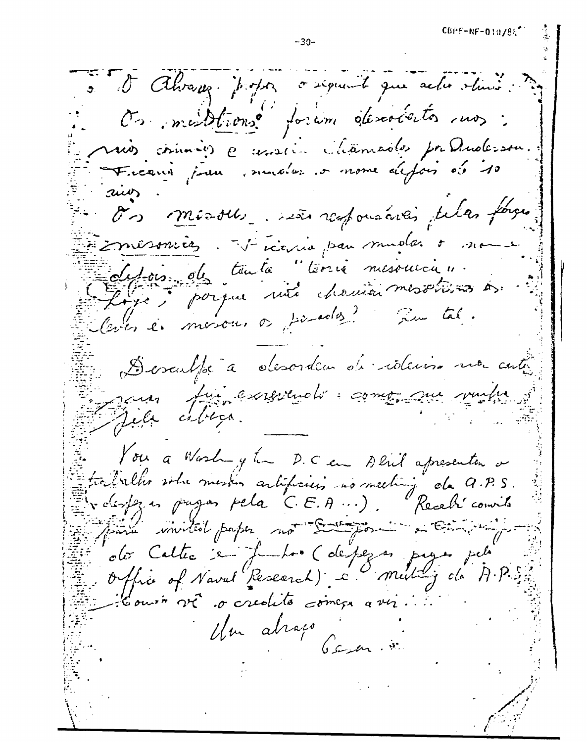O Alvaro propôs o seguinte que acho ótimo:
Os "mésotrons" foram descobertos nos: anos trinta e assim chamados por Anderson. Ficaram para mudar o nome depois de 10 anos.
Os mésons são responsáveis pelas forças mesônicas. Ficaria para mudar o nome depois de tanta "teoria mesônica".
Hoje, porque não chamar mesotrons os leves e mésons os pesados? Que tal.

---

Desculpe a desordem de idéias na carta mas fui escrevendo como me vinha pela cabeça.

---

Vou a Washington D.C. em Abril apresentar o trabalho sobre mésons artificiais no meeting da A.P.S. (despezas pagas pela C.E.A ...). Recebi convite para invited paper no Symposium a Cosmic rays do Caltec em Junho (despezas pagas pelo Office of Naval Research) e meeting da A.P.S.
Como vê o credito começa a vir.

Um abraço
Cesar.